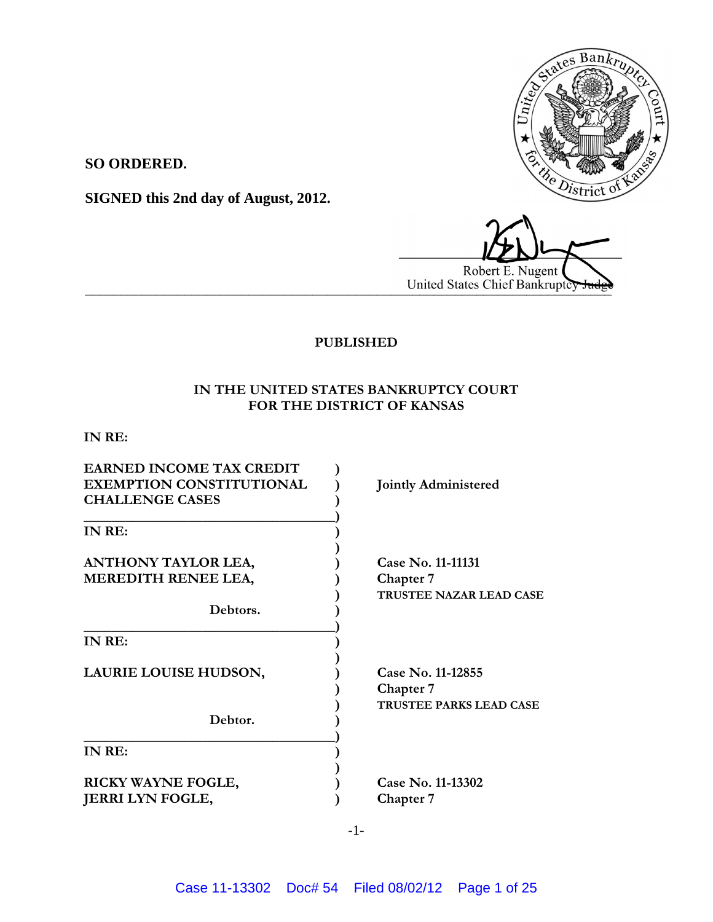**SO ORDERED.**

**SIGNED this 2nd day of August, 2012.**

Robert E. Nugent
United States Chief Bankruptcy Judge

**PUBLISHED**

**IN THE UNITED STATES BANKRUPTCY COURT**
**FOR THE DISTRICT OF KANSAS**

**IN RE:**

| | |
|---|---|
| **EARNED INCOME TAX CREDIT EXEMPTION CONSTITUTIONAL CHALLENGE CASES** | **Jointly Administered** |
| **IN RE:** | |
| **ANTHONY TAYLOR LEA, MEREDITH RENEE LEA,** Debtors. | **Case No. 11-11131** **Chapter 7** **TRUSTEE NAZAR LEAD CASE** |
| **IN RE:** | |
| **LAURIE LOUISE HUDSON,** Debtor. | **Case No. 11-12855** **Chapter 7** **TRUSTEE PARKS LEAD CASE** |
| **IN RE:** | |
| **RICKY WAYNE FOGLE, JERRI LYN FOGLE,** | **Case No. 11-13302** **Chapter 7** |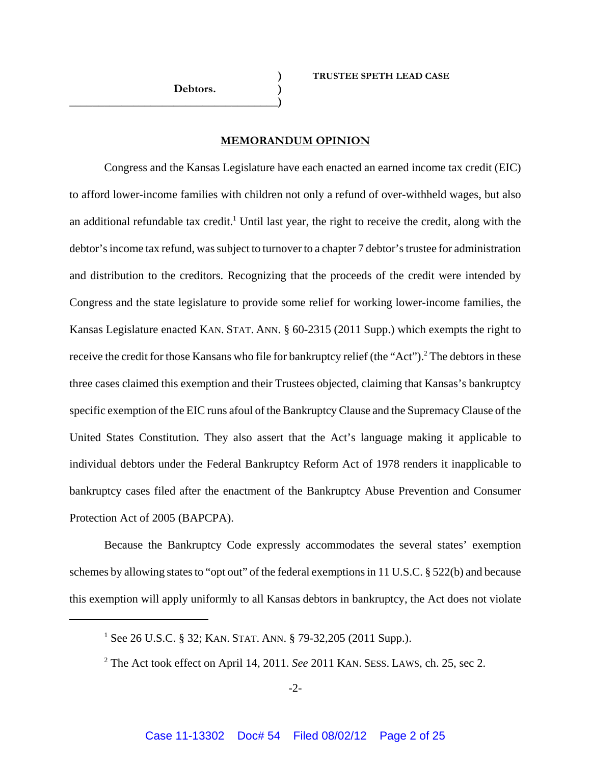Debtors. ) TRUSTEE SPETH LEAD CASE

## MEMORANDUM OPINION

Congress and the Kansas Legislature have each enacted an earned income tax credit (EIC) to afford lower-income families with children not only a refund of over-withheld wages, but also an additional refundable tax credit.[1] Until last year, the right to receive the credit, along with the debtor's income tax refund, was subject to turnover to a chapter 7 debtor's trustee for administration and distribution to the creditors. Recognizing that the proceeds of the credit were intended by Congress and the state legislature to provide some relief for working lower-income families, the Kansas Legislature enacted KAN. STAT. ANN. § 60-2315 (2011 Supp.) which exempts the right to receive the credit for those Kansans who file for bankruptcy relief (the "Act").[2] The debtors in these three cases claimed this exemption and their Trustees objected, claiming that Kansas's bankruptcy specific exemption of the EIC runs afoul of the Bankruptcy Clause and the Supremacy Clause of the United States Constitution. They also assert that the Act's language making it applicable to individual debtors under the Federal Bankruptcy Reform Act of 1978 renders it inapplicable to bankruptcy cases filed after the enactment of the Bankruptcy Abuse Prevention and Consumer Protection Act of 2005 (BAPCPA).

Because the Bankruptcy Code expressly accommodates the several states' exemption schemes by allowing states to "opt out" of the federal exemptions in 11 U.S.C. § 522(b) and because this exemption will apply uniformly to all Kansas debtors in bankruptcy, the Act does not violate

---

[1] See 26 U.S.C. § 32; KAN. STAT. ANN. § 79-32,205 (2011 Supp.).

[2] The Act took effect on April 14, 2011. *See* 2011 KAN. SESS. LAWS, ch. 25, sec 2.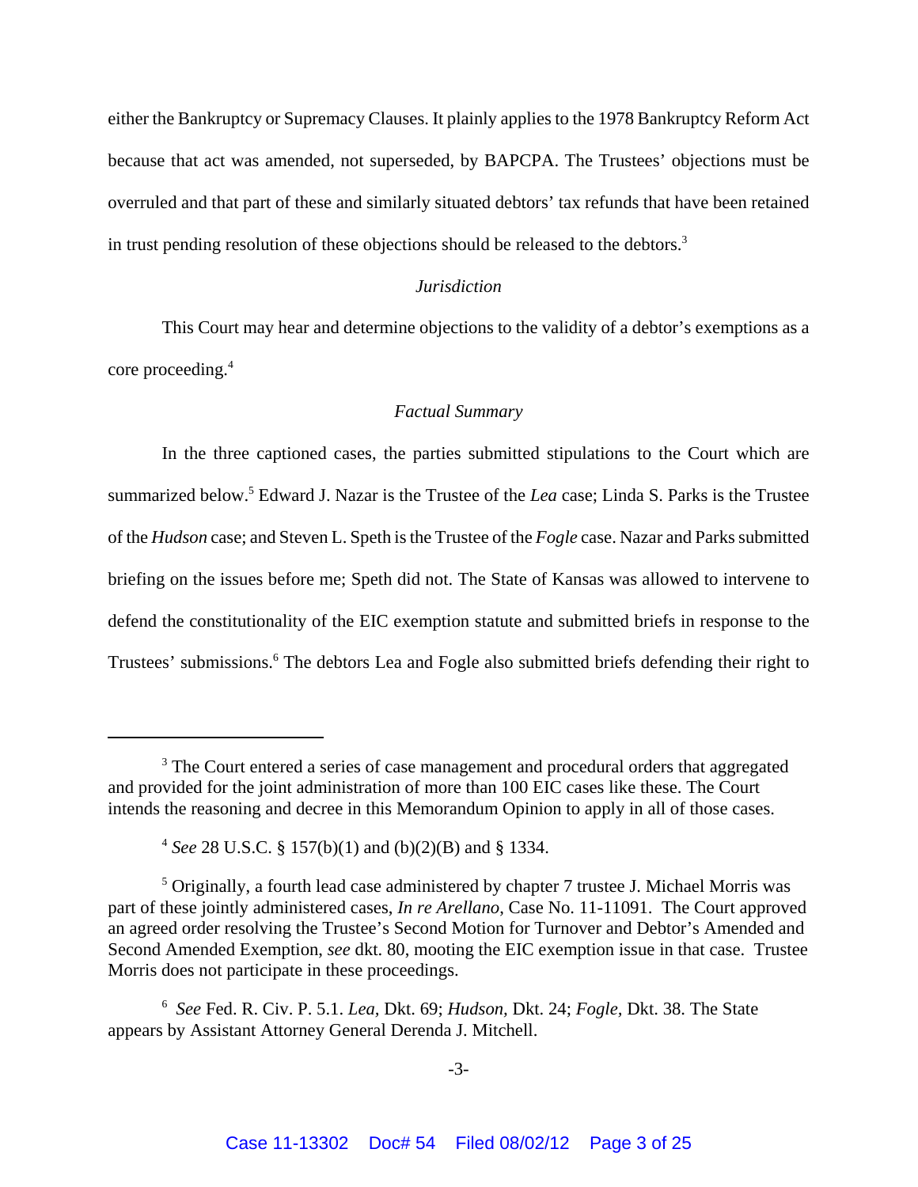either the Bankruptcy or Supremacy Clauses. It plainly applies to the 1978 Bankruptcy Reform Act because that act was amended, not superseded, by BAPCPA. The Trustees' objections must be overruled and that part of these and similarly situated debtors' tax refunds that have been retained in trust pending resolution of these objections should be released to the debtors.[3]

*Jurisdiction*

This Court may hear and determine objections to the validity of a debtor's exemptions as a core proceeding.[4]

*Factual Summary*

In the three captioned cases, the parties submitted stipulations to the Court which are summarized below.[5] Edward J. Nazar is the Trustee of the *Lea* case; Linda S. Parks is the Trustee of the *Hudson* case; and Steven L. Speth is the Trustee of the *Fogle* case. Nazar and Parks submitted briefing on the issues before me; Speth did not. The State of Kansas was allowed to intervene to defend the constitutionality of the EIC exemption statute and submitted briefs in response to the Trustees' submissions.[6] The debtors Lea and Fogle also submitted briefs defending their right to

---

[3] The Court entered a series of case management and procedural orders that aggregated and provided for the joint administration of more than 100 EIC cases like these. The Court intends the reasoning and decree in this Memorandum Opinion to apply in all of those cases.

[4] *See* 28 U.S.C. § 157(b)(1) and (b)(2)(B) and § 1334.

[5] Originally, a fourth lead case administered by chapter 7 trustee J. Michael Morris was part of these jointly administered cases, *In re Arellano*, Case No. 11-11091. The Court approved an agreed order resolving the Trustee's Second Motion for Turnover and Debtor's Amended and Second Amended Exemption, *see* dkt. 80, mooting the EIC exemption issue in that case. Trustee Morris does not participate in these proceedings.

[6] *See* Fed. R. Civ. P. 5.1. *Lea*, Dkt. 69; *Hudson*, Dkt. 24; *Fogle*, Dkt. 38. The State appears by Assistant Attorney General Derenda J. Mitchell.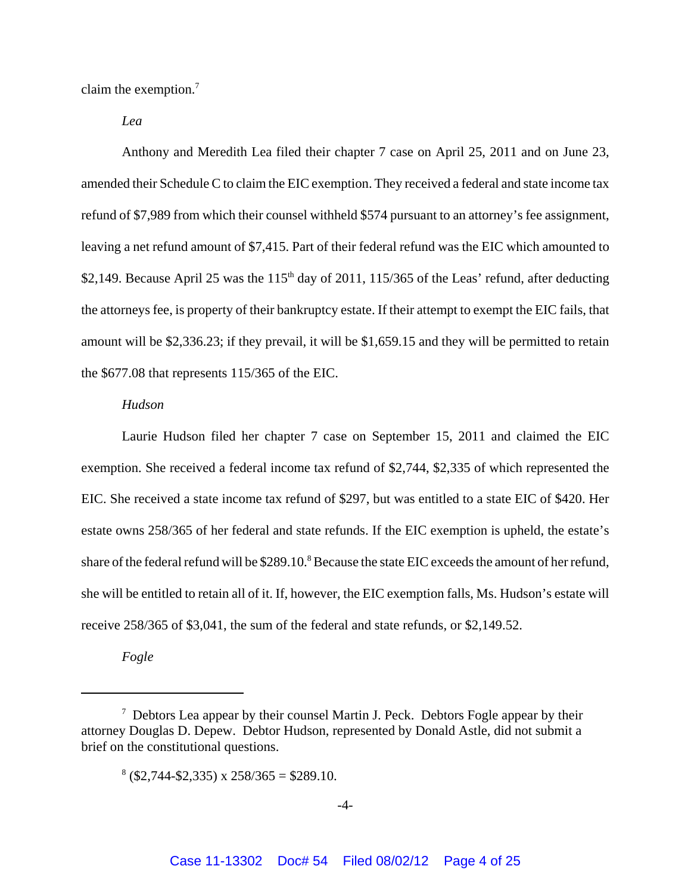claim the exemption.[7]

*Lea*

Anthony and Meredith Lea filed their chapter 7 case on April 25, 2011 and on June 23, amended their Schedule C to claim the EIC exemption. They received a federal and state income tax refund of $7,989 from which their counsel withheld $574 pursuant to an attorney's fee assignment, leaving a net refund amount of $7,415. Part of their federal refund was the EIC which amounted to $2,149. Because April 25 was the 115th day of 2011, 115/365 of the Leas' refund, after deducting the attorneys fee, is property of their bankruptcy estate. If their attempt to exempt the EIC fails, that amount will be $2,336.23; if they prevail, it will be $1,659.15 and they will be permitted to retain the $677.08 that represents 115/365 of the EIC.

*Hudson*

Laurie Hudson filed her chapter 7 case on September 15, 2011 and claimed the EIC exemption. She received a federal income tax refund of $2,744, $2,335 of which represented the EIC. She received a state income tax refund of $297, but was entitled to a state EIC of $420. Her estate owns 258/365 of her federal and state refunds. If the EIC exemption is upheld, the estate's share of the federal refund will be $289.10.[8] Because the state EIC exceeds the amount of her refund, she will be entitled to retain all of it. If, however, the EIC exemption falls, Ms. Hudson's estate will receive 258/365 of $3,041, the sum of the federal and state refunds, or $2,149.52.

*Fogle*

---

[7] Debtors Lea appear by their counsel Martin J. Peck. Debtors Fogle appear by their attorney Douglas D. Depew. Debtor Hudson, represented by Donald Astle, did not submit a brief on the constitutional questions.

[8] ($2,744-$2,335) x 258/365 = $289.10.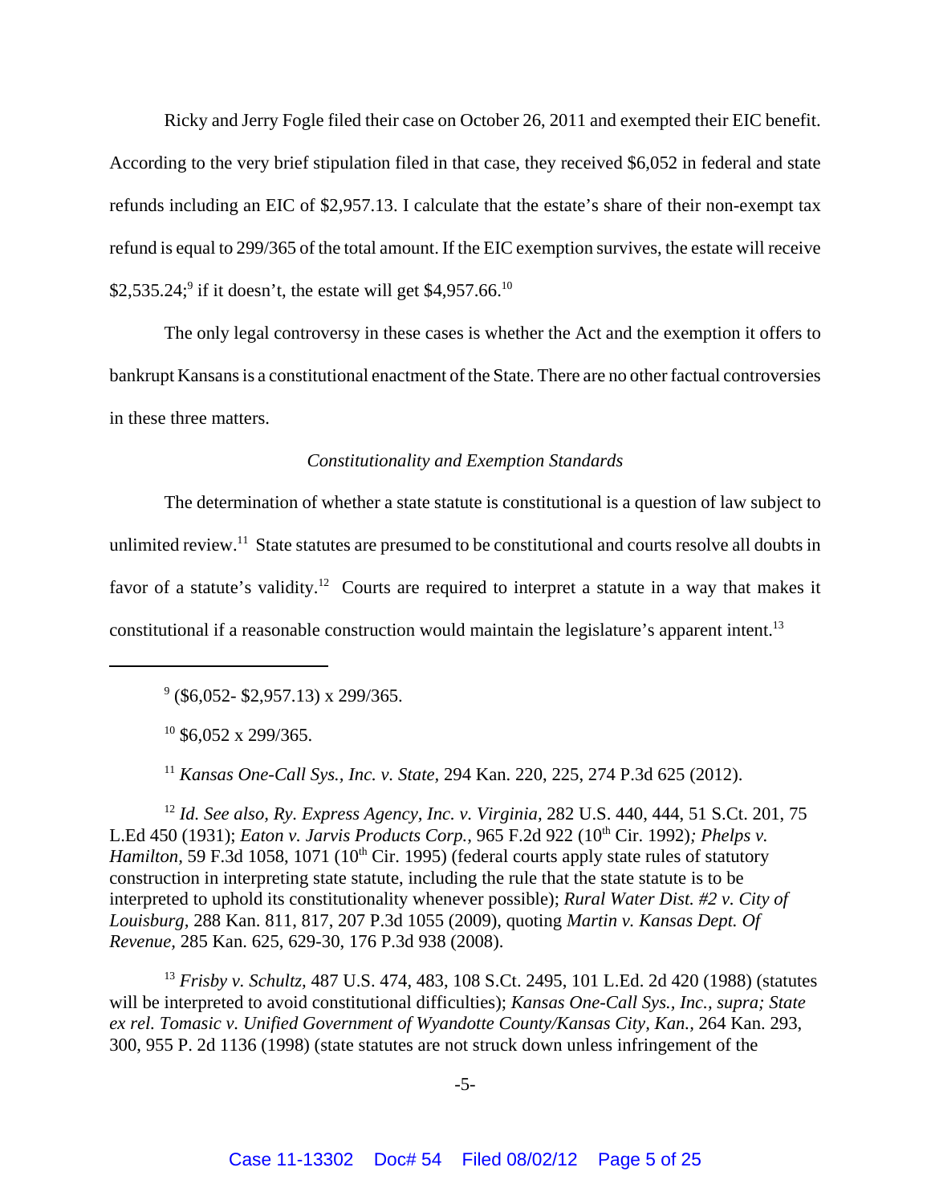Ricky and Jerry Fogle filed their case on October 26, 2011 and exempted their EIC benefit. According to the very brief stipulation filed in that case, they received $6,052 in federal and state refunds including an EIC of $2,957.13. I calculate that the estate's share of their non-exempt tax refund is equal to 299/365 of the total amount. If the EIC exemption survives, the estate will receive $2,535.24;[9] if it doesn't, the estate will get $4,957.66.[10]

The only legal controversy in these cases is whether the Act and the exemption it offers to bankrupt Kansans is a constitutional enactment of the State. There are no other factual controversies in these three matters.

*Constitutionality and Exemption Standards*

The determination of whether a state statute is constitutional is a question of law subject to unlimited review.[11] State statutes are presumed to be constitutional and courts resolve all doubts in favor of a statute's validity.[12] Courts are required to interpret a statute in a way that makes it constitutional if a reasonable construction would maintain the legislature's apparent intent.[13]

---

[9] ($6,052- $2,957.13) x 299/365.

[10] $6,052 x 299/365.

[11] *Kansas One-Call Sys., Inc. v. State,* 294 Kan. 220, 225, 274 P.3d 625 (2012).

[12] *Id. See also, Ry. Express Agency, Inc. v. Virginia,* 282 U.S. 440, 444, 51 S.Ct. 201, 75 L.Ed 450 (1931); *Eaton v. Jarvis Products Corp.,* 965 F.2d 922 (10th Cir. 1992)*; Phelps v. Hamilton,* 59 F.3d 1058, 1071 (10th Cir. 1995) (federal courts apply state rules of statutory construction in interpreting state statute, including the rule that the state statute is to be interpreted to uphold its constitutionality whenever possible); *Rural Water Dist. #2 v. City of Louisburg,* 288 Kan. 811, 817, 207 P.3d 1055 (2009), quoting *Martin v. Kansas Dept. Of Revenue*, 285 Kan. 625, 629-30, 176 P.3d 938 (2008).

[13] *Frisby v. Schultz,* 487 U.S. 474, 483, 108 S.Ct. 2495, 101 L.Ed. 2d 420 (1988) (statutes will be interpreted to avoid constitutional difficulties); *Kansas One-Call Sys., Inc., supra; State ex rel. Tomasic v. Unified Government of Wyandotte County/Kansas City, Kan.,* 264 Kan. 293, 300, 955 P. 2d 1136 (1998) (state statutes are not struck down unless infringement of the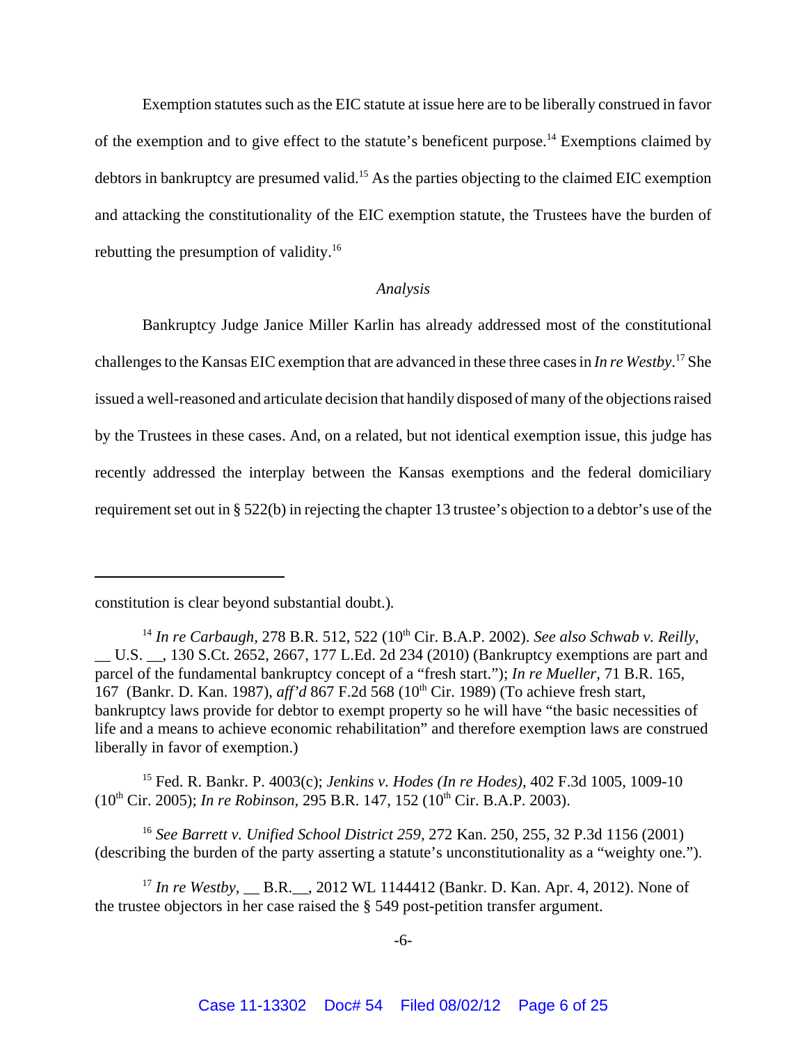Exemption statutes such as the EIC statute at issue here are to be liberally construed in favor of the exemption and to give effect to the statute's beneficent purpose.[14] Exemptions claimed by debtors in bankruptcy are presumed valid.[15] As the parties objecting to the claimed EIC exemption and attacking the constitutionality of the EIC exemption statute, the Trustees have the burden of rebutting the presumption of validity.[16]

*Analysis*

Bankruptcy Judge Janice Miller Karlin has already addressed most of the constitutional challenges to the Kansas EIC exemption that are advanced in these three cases in *In re Westby*.[17] She issued a well-reasoned and articulate decision that handily disposed of many of the objections raised by the Trustees in these cases. And, on a related, but not identical exemption issue, this judge has recently addressed the interplay between the Kansas exemptions and the federal domiciliary requirement set out in § 522(b) in rejecting the chapter 13 trustee's objection to a debtor's use of the

---

constitution is clear beyond substantial doubt.).

[14] *In re Carbaugh*, 278 B.R. 512, 522 (10th Cir. B.A.P. 2002). *See also Schwab v. Reilly*, __ U.S. __, 130 S.Ct. 2652, 2667, 177 L.Ed. 2d 234 (2010) (Bankruptcy exemptions are part and parcel of the fundamental bankruptcy concept of a "fresh start."); *In re Mueller*, 71 B.R. 165, 167 (Bankr. D. Kan. 1987), *aff'd* 867 F.2d 568 (10th Cir. 1989) (To achieve fresh start, bankruptcy laws provide for debtor to exempt property so he will have "the basic necessities of life and a means to achieve economic rehabilitation" and therefore exemption laws are construed liberally in favor of exemption.)

[15] Fed. R. Bankr. P. 4003(c); *Jenkins v. Hodes (In re Hodes)*, 402 F.3d 1005, 1009-10 (10th Cir. 2005); *In re Robinson*, 295 B.R. 147, 152 (10th Cir. B.A.P. 2003).

[16] *See Barrett v. Unified School District 259*, 272 Kan. 250, 255, 32 P.3d 1156 (2001) (describing the burden of the party asserting a statute's unconstitutionality as a "weighty one.").

[17] *In re Westby*, __ B.R.__, 2012 WL 1144412 (Bankr. D. Kan. Apr. 4, 2012). None of the trustee objectors in her case raised the § 549 post-petition transfer argument.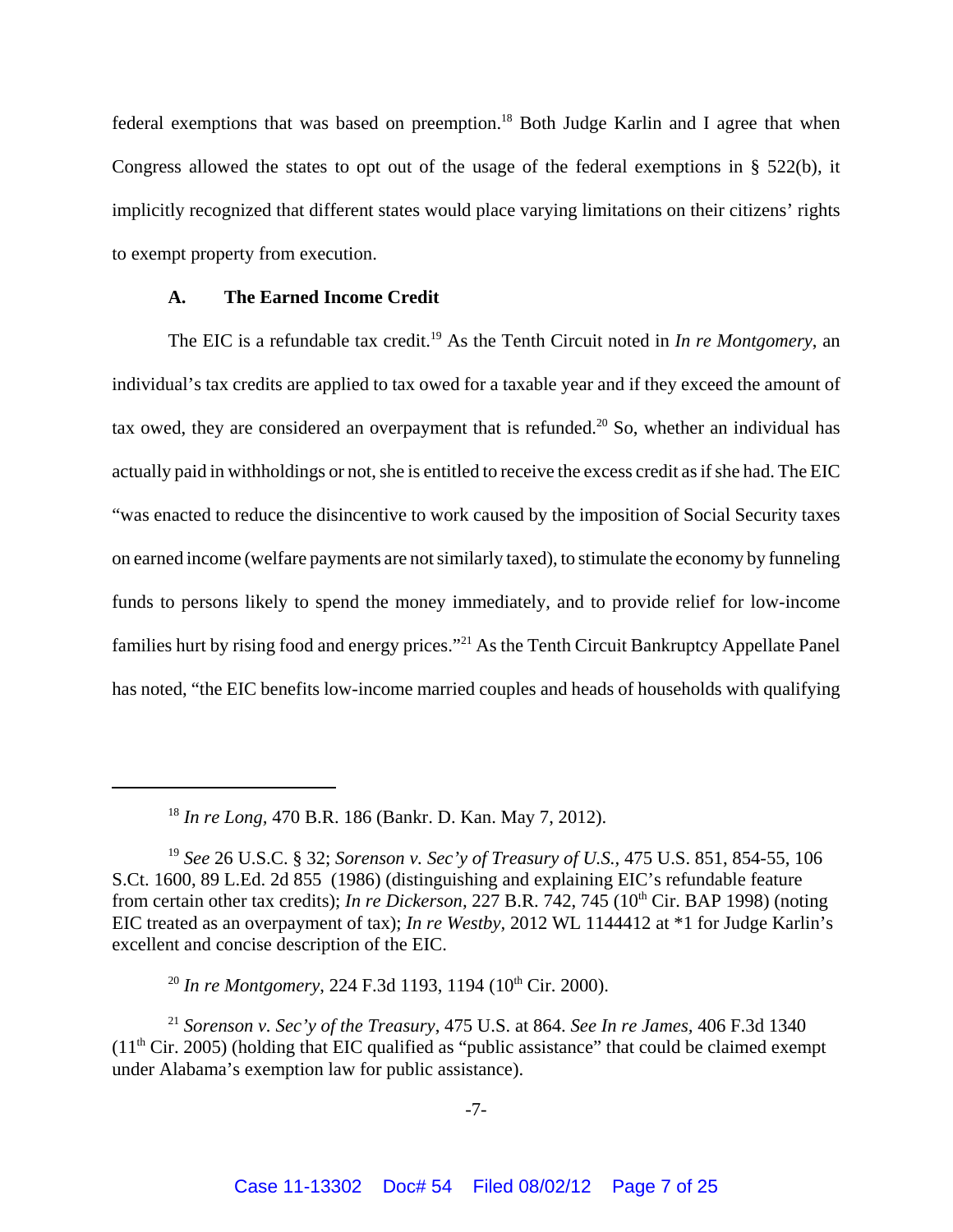federal exemptions that was based on preemption.[18] Both Judge Karlin and I agree that when Congress allowed the states to opt out of the usage of the federal exemptions in § 522(b), it implicitly recognized that different states would place varying limitations on their citizens' rights to exempt property from execution.

### A. The Earned Income Credit

The EIC is a refundable tax credit.[19] As the Tenth Circuit noted in *In re Montgomery*, an individual's tax credits are applied to tax owed for a taxable year and if they exceed the amount of tax owed, they are considered an overpayment that is refunded.[20] So, whether an individual has actually paid in withholdings or not, she is entitled to receive the excess credit as if she had. The EIC "was enacted to reduce the disincentive to work caused by the imposition of Social Security taxes on earned income (welfare payments are not similarly taxed), to stimulate the economy by funneling funds to persons likely to spend the money immediately, and to provide relief for low-income families hurt by rising food and energy prices."[21] As the Tenth Circuit Bankruptcy Appellate Panel has noted, "the EIC benefits low-income married couples and heads of households with qualifying

---

[18] *In re Long*, 470 B.R. 186 (Bankr. D. Kan. May 7, 2012).

[19] *See* 26 U.S.C. § 32; *Sorenson v. Sec'y of Treasury of U.S.*, 475 U.S. 851, 854-55, 106 S.Ct. 1600, 89 L.Ed. 2d 855 (1986) (distinguishing and explaining EIC's refundable feature from certain other tax credits); *In re Dickerson*, 227 B.R. 742, 745 (10th Cir. BAP 1998) (noting EIC treated as an overpayment of tax); *In re Westby*, 2012 WL 1144412 at *1 for Judge Karlin's excellent and concise description of the EIC.

[20] *In re Montgomery*, 224 F.3d 1193, 1194 (10th Cir. 2000).

[21] *Sorenson v. Sec'y of the Treasury*, 475 U.S. at 864. *See In re James*, 406 F.3d 1340 (11th Cir. 2005) (holding that EIC qualified as "public assistance" that could be claimed exempt under Alabama's exemption law for public assistance).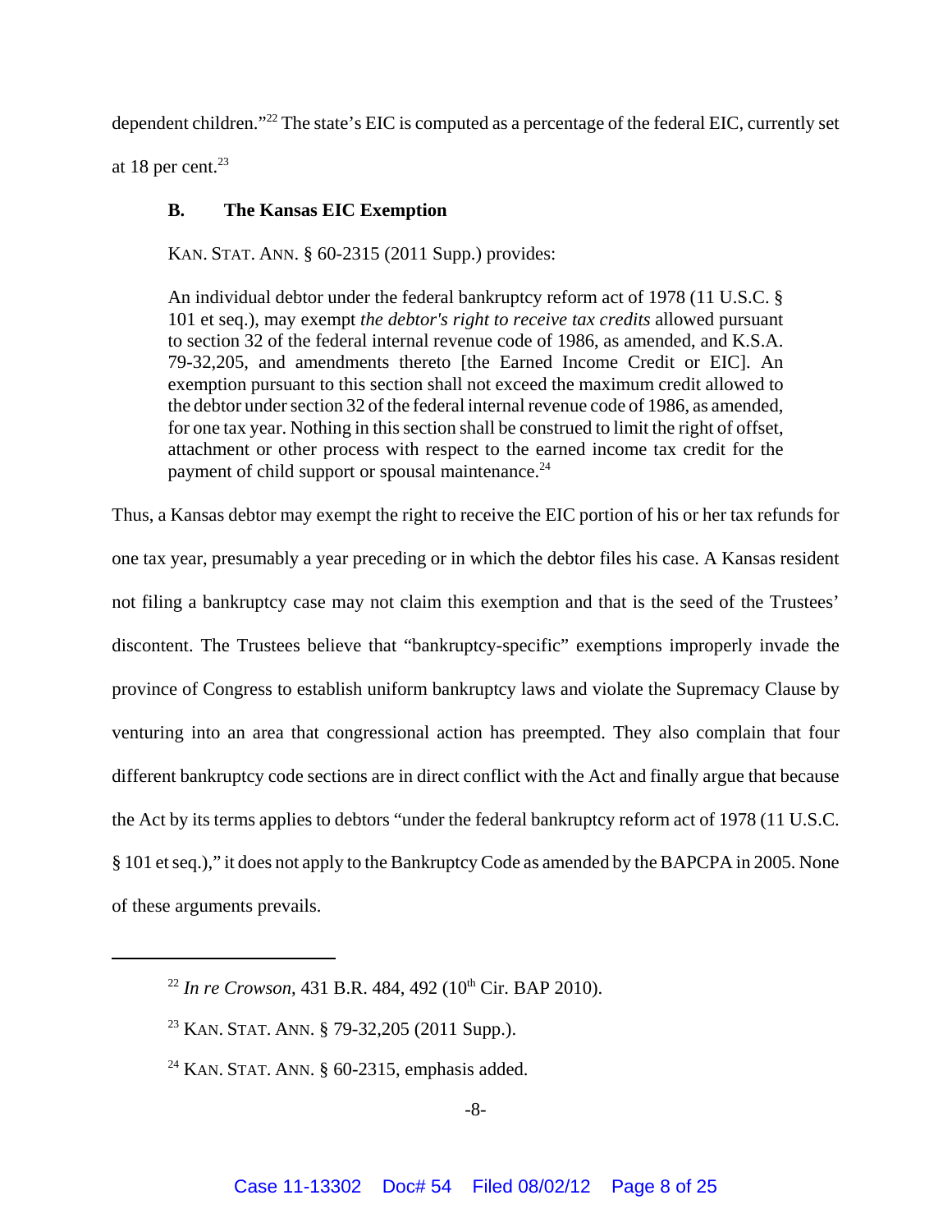dependent children."[22] The state's EIC is computed as a percentage of the federal EIC, currently set at 18 per cent.[23]

### B. The Kansas EIC Exemption

KAN. STAT. ANN. § 60-2315 (2011 Supp.) provides:

> An individual debtor under the federal bankruptcy reform act of 1978 (11 U.S.C. § 101 et seq.), may exempt *the debtor's right to receive tax credits* allowed pursuant to section 32 of the federal internal revenue code of 1986, as amended, and K.S.A. 79-32,205, and amendments thereto [the Earned Income Credit or EIC]. An exemption pursuant to this section shall not exceed the maximum credit allowed to the debtor under section 32 of the federal internal revenue code of 1986, as amended, for one tax year. Nothing in this section shall be construed to limit the right of offset, attachment or other process with respect to the earned income tax credit for the payment of child support or spousal maintenance.[24]

Thus, a Kansas debtor may exempt the right to receive the EIC portion of his or her tax refunds for one tax year, presumably a year preceding or in which the debtor files his case. A Kansas resident not filing a bankruptcy case may not claim this exemption and that is the seed of the Trustees' discontent. The Trustees believe that "bankruptcy-specific" exemptions improperly invade the province of Congress to establish uniform bankruptcy laws and violate the Supremacy Clause by venturing into an area that congressional action has preempted. They also complain that four different bankruptcy code sections are in direct conflict with the Act and finally argue that because the Act by its terms applies to debtors "under the federal bankruptcy reform act of 1978 (11 U.S.C. § 101 et seq.)," it does not apply to the Bankruptcy Code as amended by the BAPCPA in 2005. None of these arguments prevails.

---

[22] *In re Crowson*, 431 B.R. 484, 492 (10th Cir. BAP 2010).

[23] KAN. STAT. ANN. § 79-32,205 (2011 Supp.).

[24] KAN. STAT. ANN. § 60-2315, emphasis added.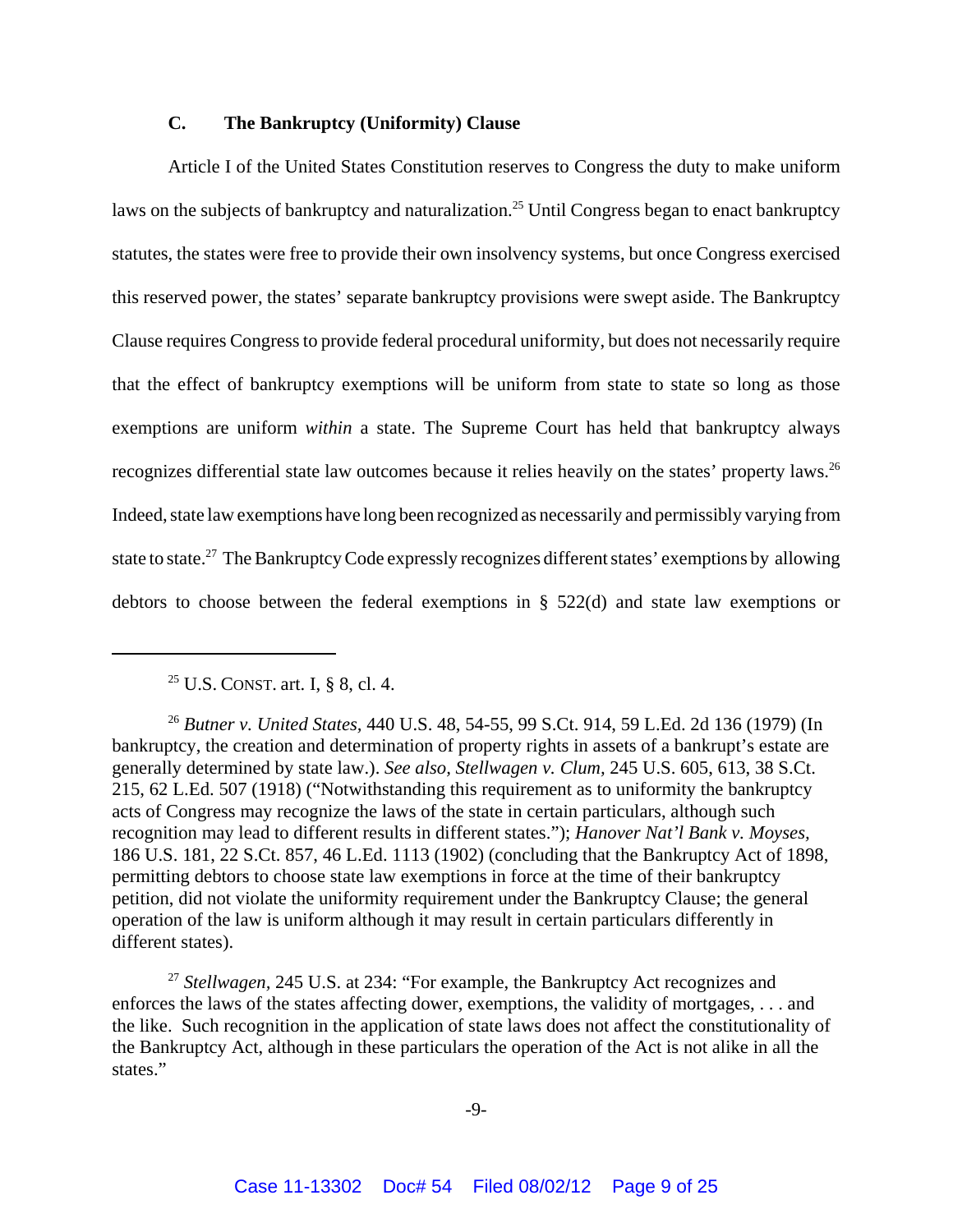### C. The Bankruptcy (Uniformity) Clause

Article I of the United States Constitution reserves to Congress the duty to make uniform laws on the subjects of bankruptcy and naturalization.[25] Until Congress began to enact bankruptcy statutes, the states were free to provide their own insolvency systems, but once Congress exercised this reserved power, the states' separate bankruptcy provisions were swept aside. The Bankruptcy Clause requires Congress to provide federal procedural uniformity, but does not necessarily require that the effect of bankruptcy exemptions will be uniform from state to state so long as those exemptions are uniform *within* a state. The Supreme Court has held that bankruptcy always recognizes differential state law outcomes because it relies heavily on the states' property laws.[26] Indeed, state law exemptions have long been recognized as necessarily and permissibly varying from state to state.[27] The Bankruptcy Code expressly recognizes different states' exemptions by allowing debtors to choose between the federal exemptions in § 522(d) and state law exemptions or

---

[25] U.S. CONST. art. I, § 8, cl. 4.

[26] *Butner v. United States*, 440 U.S. 48, 54-55, 99 S.Ct. 914, 59 L.Ed. 2d 136 (1979) (In bankruptcy, the creation and determination of property rights in assets of a bankrupt's estate are generally determined by state law.). *See also, Stellwagen v. Clum*, 245 U.S. 605, 613, 38 S.Ct. 215, 62 L.Ed. 507 (1918) ("Notwithstanding this requirement as to uniformity the bankruptcy acts of Congress may recognize the laws of the state in certain particulars, although such recognition may lead to different results in different states."); *Hanover Nat'l Bank v. Moyses*, 186 U.S. 181, 22 S.Ct. 857, 46 L.Ed. 1113 (1902) (concluding that the Bankruptcy Act of 1898, permitting debtors to choose state law exemptions in force at the time of their bankruptcy petition, did not violate the uniformity requirement under the Bankruptcy Clause; the general operation of the law is uniform although it may result in certain particulars differently in different states).

[27] *Stellwagen*, 245 U.S. at 234: "For example, the Bankruptcy Act recognizes and enforces the laws of the states affecting dower, exemptions, the validity of mortgages, . . . and the like. Such recognition in the application of state laws does not affect the constitutionality of the Bankruptcy Act, although in these particulars the operation of the Act is not alike in all the states."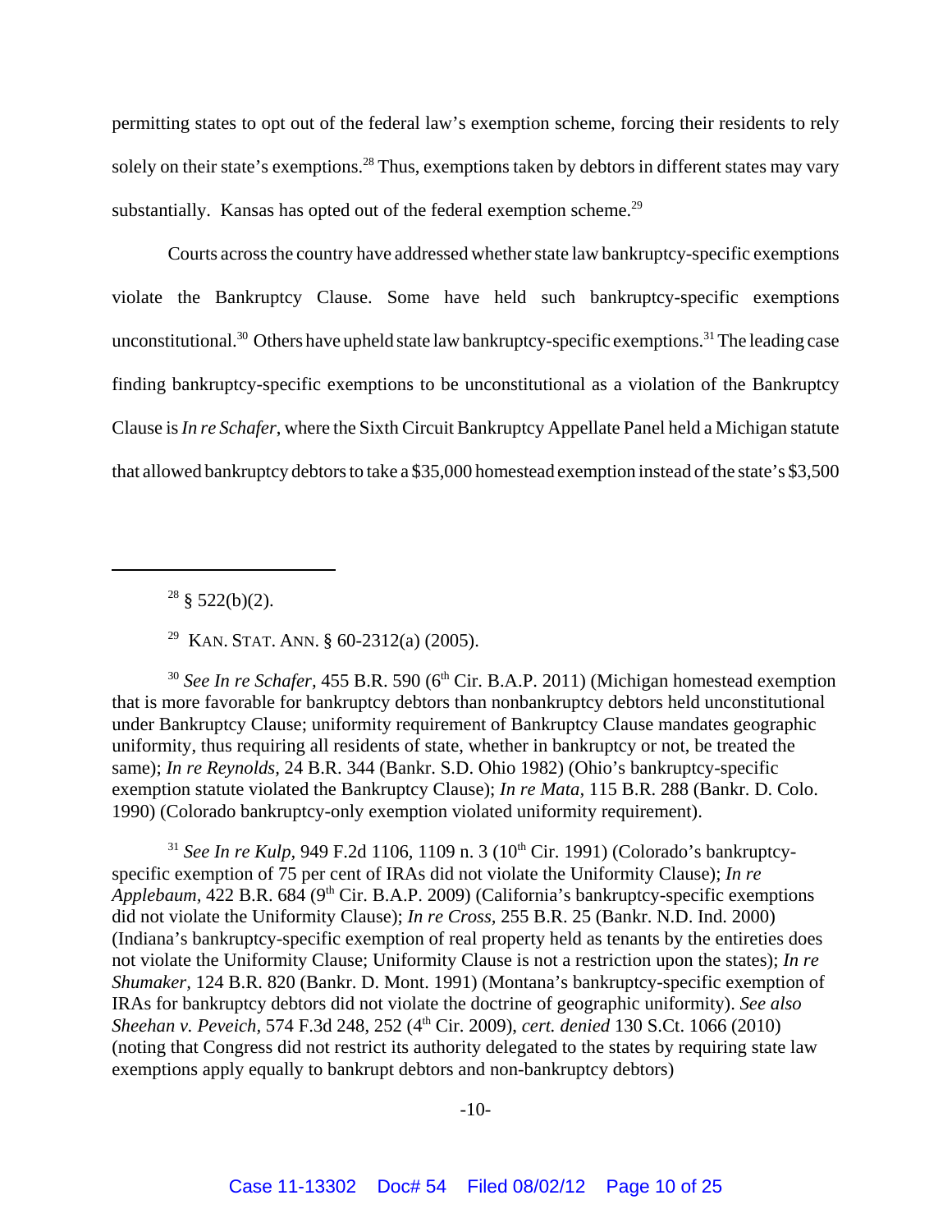permitting states to opt out of the federal law's exemption scheme, forcing their residents to rely solely on their state's exemptions.[28] Thus, exemptions taken by debtors in different states may vary substantially. Kansas has opted out of the federal exemption scheme.[29]

Courts across the country have addressed whether state law bankruptcy-specific exemptions violate the Bankruptcy Clause. Some have held such bankruptcy-specific exemptions unconstitutional.[30] Others have upheld state law bankruptcy-specific exemptions.[31] The leading case finding bankruptcy-specific exemptions to be unconstitutional as a violation of the Bankruptcy Clause is *In re Schafer*, where the Sixth Circuit Bankruptcy Appellate Panel held a Michigan statute that allowed bankruptcy debtors to take a $35,000 homestead exemption instead of the state's $3,500

---

[28] § 522(b)(2).

[29] KAN. STAT. ANN. § 60-2312(a) (2005).

[30] *See In re Schafer*, 455 B.R. 590 (6th Cir. B.A.P. 2011) (Michigan homestead exemption that is more favorable for bankruptcy debtors than nonbankruptcy debtors held unconstitutional under Bankruptcy Clause; uniformity requirement of Bankruptcy Clause mandates geographic uniformity, thus requiring all residents of state, whether in bankruptcy or not, be treated the same); *In re Reynolds*, 24 B.R. 344 (Bankr. S.D. Ohio 1982) (Ohio's bankruptcy-specific exemption statute violated the Bankruptcy Clause); *In re Mata*, 115 B.R. 288 (Bankr. D. Colo. 1990) (Colorado bankruptcy-only exemption violated uniformity requirement).

[31] *See In re Kulp*, 949 F.2d 1106, 1109 n. 3 (10th Cir. 1991) (Colorado's bankruptcy-specific exemption of 75 per cent of IRAs did not violate the Uniformity Clause); *In re Applebaum*, 422 B.R. 684 (9th Cir. B.A.P. 2009) (California's bankruptcy-specific exemptions did not violate the Uniformity Clause); *In re Cross*, 255 B.R. 25 (Bankr. N.D. Ind. 2000) (Indiana's bankruptcy-specific exemption of real property held as tenants by the entireties does not violate the Uniformity Clause; Uniformity Clause is not a restriction upon the states); *In re Shumaker*, 124 B.R. 820 (Bankr. D. Mont. 1991) (Montana's bankruptcy-specific exemption of IRAs for bankruptcy debtors did not violate the doctrine of geographic uniformity). *See also Sheehan v. Peveich*, 574 F.3d 248, 252 (4th Cir. 2009), *cert. denied* 130 S.Ct. 1066 (2010) (noting that Congress did not restrict its authority delegated to the states by requiring state law exemptions apply equally to bankrupt debtors and non-bankruptcy debtors)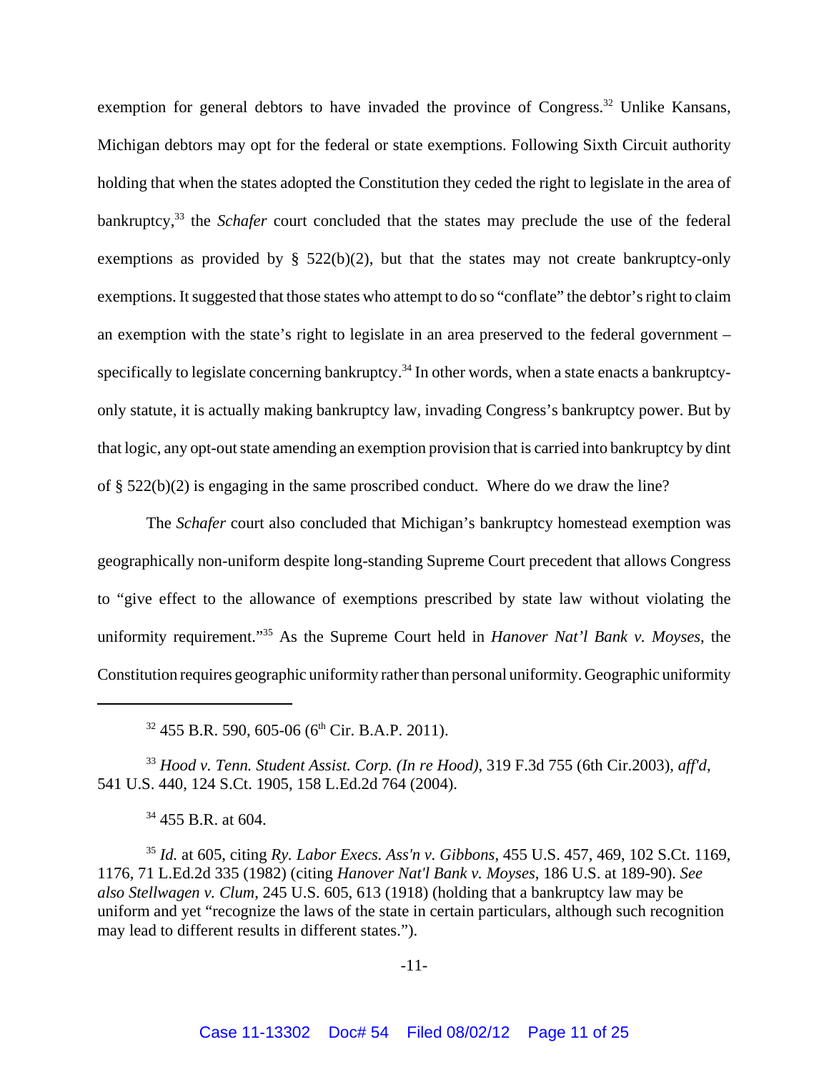exemption for general debtors to have invaded the province of Congress.[32] Unlike Kansans, Michigan debtors may opt for the federal or state exemptions. Following Sixth Circuit authority holding that when the states adopted the Constitution they ceded the right to legislate in the area of bankruptcy,[33] the *Schafer* court concluded that the states may preclude the use of the federal exemptions as provided by § 522(b)(2), but that the states may not create bankruptcy-only exemptions. It suggested that those states who attempt to do so "conflate" the debtor's right to claim an exemption with the state's right to legislate in an area preserved to the federal government – specifically to legislate concerning bankruptcy.[34] In other words, when a state enacts a bankruptcy-only statute, it is actually making bankruptcy law, invading Congress's bankruptcy power. But by that logic, any opt-out state amending an exemption provision that is carried into bankruptcy by dint of § 522(b)(2) is engaging in the same proscribed conduct. Where do we draw the line?

The *Schafer* court also concluded that Michigan's bankruptcy homestead exemption was geographically non-uniform despite long-standing Supreme Court precedent that allows Congress to "give effect to the allowance of exemptions prescribed by state law without violating the uniformity requirement."[35] As the Supreme Court held in *Hanover Nat'l Bank v. Moyses*, the Constitution requires geographic uniformity rather than personal uniformity. Geographic uniformity

---

[32] 455 B.R. 590, 605-06 (6th Cir. B.A.P. 2011).

[33] *Hood v. Tenn. Student Assist. Corp. (In re Hood)*, 319 F.3d 755 (6th Cir.2003), *aff'd*, 541 U.S. 440, 124 S.Ct. 1905, 158 L.Ed.2d 764 (2004).

[34] 455 B.R. at 604.

[35] *Id.* at 605, citing *Ry. Labor Execs. Ass'n v. Gibbons*, 455 U.S. 457, 469, 102 S.Ct. 1169, 1176, 71 L.Ed.2d 335 (1982) (citing *Hanover Nat'l Bank v. Moyses*, 186 U.S. at 189-90). *See also Stellwagen v. Clum*, 245 U.S. 605, 613 (1918) (holding that a bankruptcy law may be uniform and yet "recognize the laws of the state in certain particulars, although such recognition may lead to different results in different states.").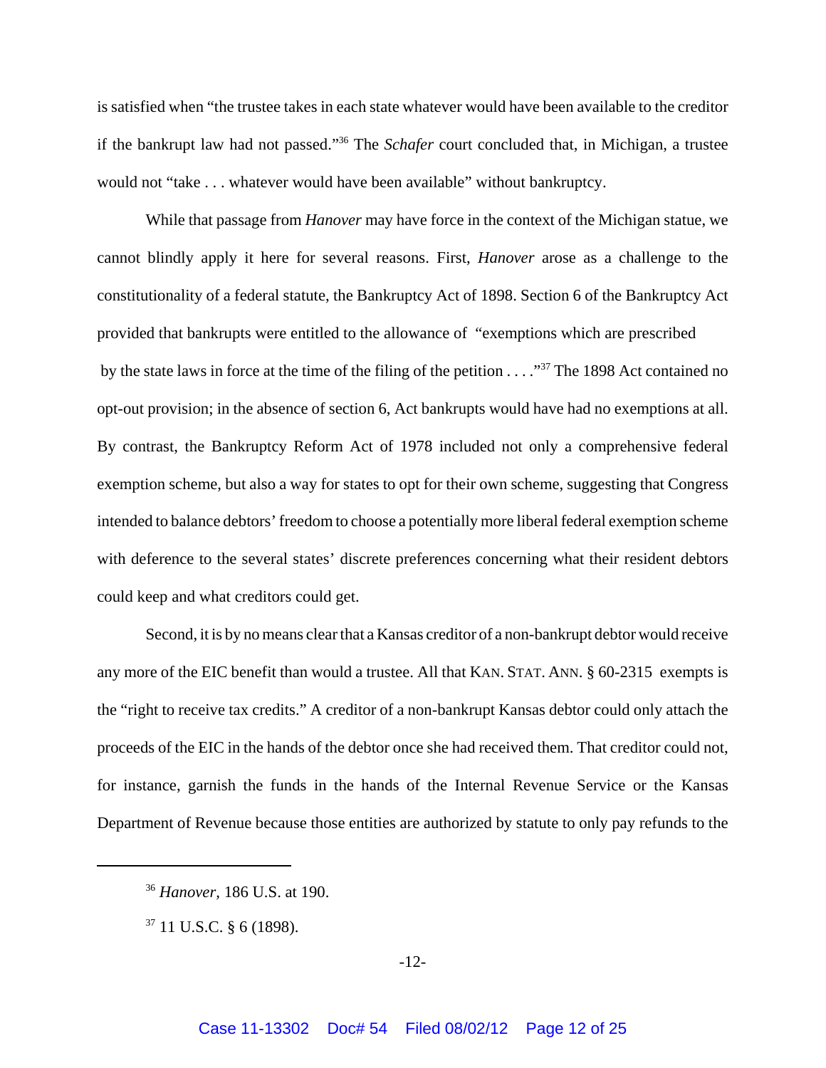is satisfied when "the trustee takes in each state whatever would have been available to the creditor if the bankrupt law had not passed."[36] The *Schafer* court concluded that, in Michigan, a trustee would not "take . . . whatever would have been available" without bankruptcy.

While that passage from *Hanover* may have force in the context of the Michigan statue, we cannot blindly apply it here for several reasons. First, *Hanover* arose as a challenge to the constitutionality of a federal statute, the Bankruptcy Act of 1898. Section 6 of the Bankruptcy Act provided that bankrupts were entitled to the allowance of "exemptions which are prescribed by the state laws in force at the time of the filing of the petition . . . ."[37] The 1898 Act contained no opt-out provision; in the absence of section 6, Act bankrupts would have had no exemptions at all. By contrast, the Bankruptcy Reform Act of 1978 included not only a comprehensive federal exemption scheme, but also a way for states to opt for their own scheme, suggesting that Congress intended to balance debtors' freedom to choose a potentially more liberal federal exemption scheme with deference to the several states' discrete preferences concerning what their resident debtors could keep and what creditors could get.

Second, it is by no means clear that a Kansas creditor of a non-bankrupt debtor would receive any more of the EIC benefit than would a trustee. All that KAN. STAT. ANN. § 60-2315 exempts is the "right to receive tax credits." A creditor of a non-bankrupt Kansas debtor could only attach the proceeds of the EIC in the hands of the debtor once she had received them. That creditor could not, for instance, garnish the funds in the hands of the Internal Revenue Service or the Kansas Department of Revenue because those entities are authorized by statute to only pay refunds to the

---

[36] *Hanover*, 186 U.S. at 190.

[37] 11 U.S.C. § 6 (1898).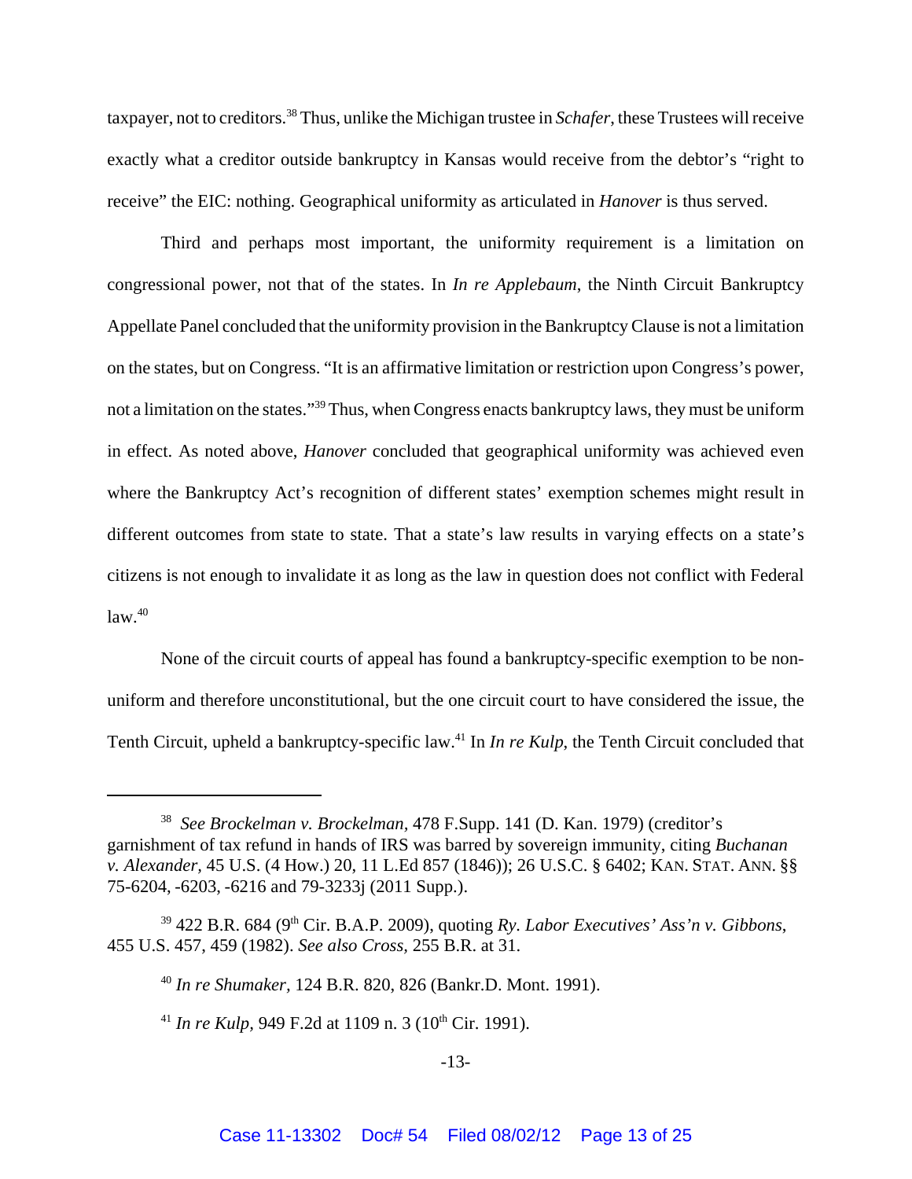taxpayer, not to creditors.[38] Thus, unlike the Michigan trustee in *Schafer*, these Trustees will receive exactly what a creditor outside bankruptcy in Kansas would receive from the debtor's "right to receive" the EIC: nothing. Geographical uniformity as articulated in *Hanover* is thus served.

Third and perhaps most important, the uniformity requirement is a limitation on congressional power, not that of the states. In *In re Applebaum*, the Ninth Circuit Bankruptcy Appellate Panel concluded that the uniformity provision in the Bankruptcy Clause is not a limitation on the states, but on Congress. "It is an affirmative limitation or restriction upon Congress's power, not a limitation on the states."[39] Thus, when Congress enacts bankruptcy laws, they must be uniform in effect. As noted above, *Hanover* concluded that geographical uniformity was achieved even where the Bankruptcy Act's recognition of different states' exemption schemes might result in different outcomes from state to state. That a state's law results in varying effects on a state's citizens is not enough to invalidate it as long as the law in question does not conflict with Federal law.[40]

None of the circuit courts of appeal has found a bankruptcy-specific exemption to be non-uniform and therefore unconstitutional, but the one circuit court to have considered the issue, the Tenth Circuit, upheld a bankruptcy-specific law.[41] In *In re Kulp*, the Tenth Circuit concluded that

---

[38] *See Brockelman v. Brockelman,* 478 F.Supp. 141 (D. Kan. 1979) (creditor's garnishment of tax refund in hands of IRS was barred by sovereign immunity, citing *Buchanan v. Alexander*, 45 U.S. (4 How.) 20, 11 L.Ed 857 (1846)); 26 U.S.C. § 6402; KAN. STAT. ANN. §§ 75-6204, -6203, -6216 and 79-3233j (2011 Supp.).

[39] 422 B.R. 684 (9th Cir. B.A.P. 2009), quoting *Ry. Labor Executives' Ass'n v. Gibbons*, 455 U.S. 457, 459 (1982). *See also Cross,* 255 B.R. at 31.

[40] *In re Shumaker*, 124 B.R. 820, 826 (Bankr.D. Mont. 1991).

[41] *In re Kulp,* 949 F.2d at 1109 n. 3 (10th Cir. 1991).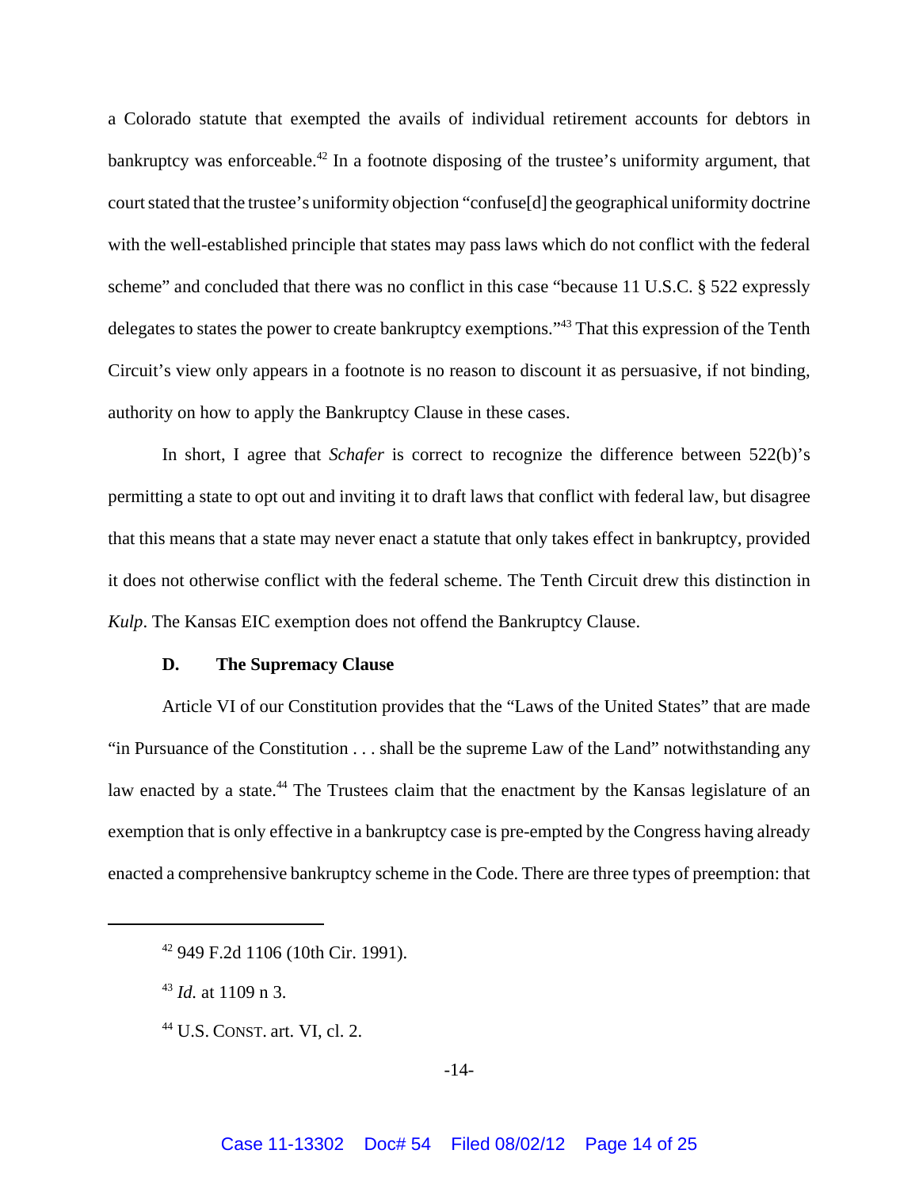a Colorado statute that exempted the avails of individual retirement accounts for debtors in bankruptcy was enforceable.[42] In a footnote disposing of the trustee's uniformity argument, that court stated that the trustee's uniformity objection "confuse[d] the geographical uniformity doctrine with the well-established principle that states may pass laws which do not conflict with the federal scheme" and concluded that there was no conflict in this case "because 11 U.S.C. § 522 expressly delegates to states the power to create bankruptcy exemptions."[43] That this expression of the Tenth Circuit's view only appears in a footnote is no reason to discount it as persuasive, if not binding, authority on how to apply the Bankruptcy Clause in these cases.

In short, I agree that *Schafer* is correct to recognize the difference between 522(b)'s permitting a state to opt out and inviting it to draft laws that conflict with federal law, but disagree that this means that a state may never enact a statute that only takes effect in bankruptcy, provided it does not otherwise conflict with the federal scheme. The Tenth Circuit drew this distinction in *Kulp*. The Kansas EIC exemption does not offend the Bankruptcy Clause.

### D. The Supremacy Clause

Article VI of our Constitution provides that the "Laws of the United States" that are made "in Pursuance of the Constitution . . . shall be the supreme Law of the Land" notwithstanding any law enacted by a state.[44] The Trustees claim that the enactment by the Kansas legislature of an exemption that is only effective in a bankruptcy case is pre-empted by the Congress having already enacted a comprehensive bankruptcy scheme in the Code. There are three types of preemption: that

---

[42] 949 F.2d 1106 (10th Cir. 1991).

[43] *Id.* at 1109 n 3.

[44] U.S. CONST. art. VI, cl. 2.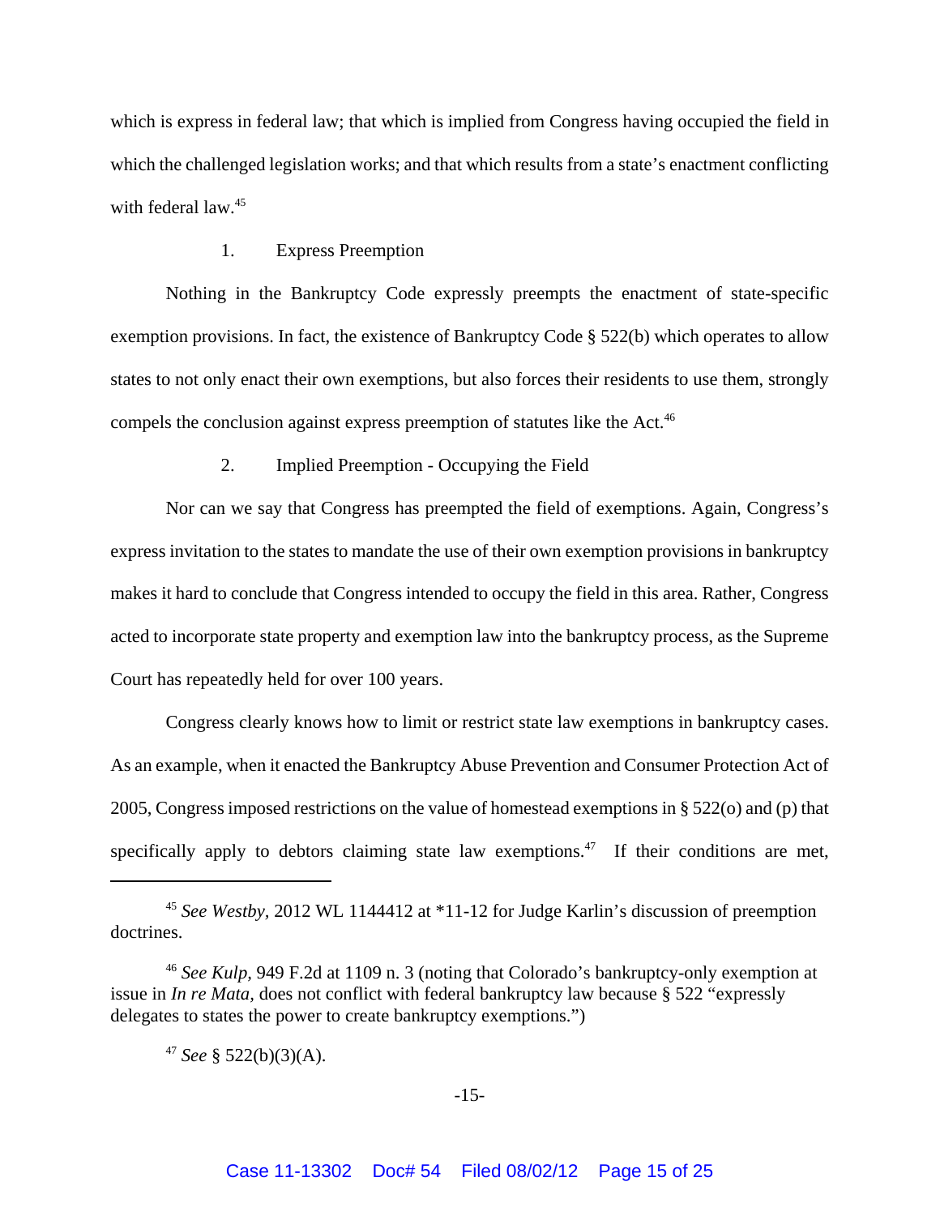which is express in federal law; that which is implied from Congress having occupied the field in which the challenged legislation works; and that which results from a state's enactment conflicting with federal law.[45]

1. Express Preemption

Nothing in the Bankruptcy Code expressly preempts the enactment of state-specific exemption provisions. In fact, the existence of Bankruptcy Code § 522(b) which operates to allow states to not only enact their own exemptions, but also forces their residents to use them, strongly compels the conclusion against express preemption of statutes like the Act.[46]

2. Implied Preemption - Occupying the Field

Nor can we say that Congress has preempted the field of exemptions. Again, Congress's express invitation to the states to mandate the use of their own exemption provisions in bankruptcy makes it hard to conclude that Congress intended to occupy the field in this area. Rather, Congress acted to incorporate state property and exemption law into the bankruptcy process, as the Supreme Court has repeatedly held for over 100 years.

Congress clearly knows how to limit or restrict state law exemptions in bankruptcy cases. As an example, when it enacted the Bankruptcy Abuse Prevention and Consumer Protection Act of 2005, Congress imposed restrictions on the value of homestead exemptions in § 522(o) and (p) that specifically apply to debtors claiming state law exemptions.[47] If their conditions are met,

---

[45] *See Westby,* 2012 WL 1144412 at *11-12 for Judge Karlin's discussion of preemption doctrines.

[46] *See Kulp,* 949 F.2d at 1109 n. 3 (noting that Colorado's bankruptcy-only exemption at issue in *In re Mata*, does not conflict with federal bankruptcy law because § 522 "expressly delegates to states the power to create bankruptcy exemptions.")

[47] *See* § 522(b)(3)(A).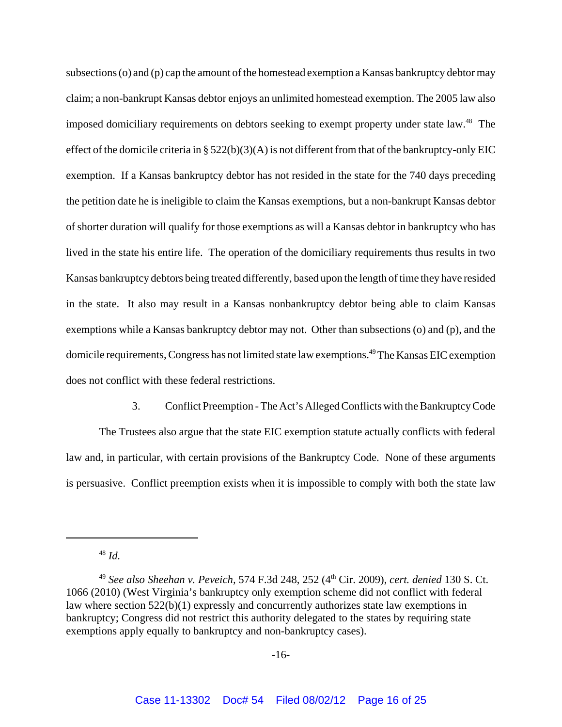subsections (o) and (p) cap the amount of the homestead exemption a Kansas bankruptcy debtor may claim; a non-bankrupt Kansas debtor enjoys an unlimited homestead exemption. The 2005 law also imposed domiciliary requirements on debtors seeking to exempt property under state law.[48] The effect of the domicile criteria in § 522(b)(3)(A) is not different from that of the bankruptcy-only EIC exemption. If a Kansas bankruptcy debtor has not resided in the state for the 740 days preceding the petition date he is ineligible to claim the Kansas exemptions, but a non-bankrupt Kansas debtor of shorter duration will qualify for those exemptions as will a Kansas debtor in bankruptcy who has lived in the state his entire life. The operation of the domiciliary requirements thus results in two Kansas bankruptcy debtors being treated differently, based upon the length of time they have resided in the state. It also may result in a Kansas nonbankruptcy debtor being able to claim Kansas exemptions while a Kansas bankruptcy debtor may not. Other than subsections (o) and (p), and the domicile requirements, Congress has not limited state law exemptions.[49] The Kansas EIC exemption does not conflict with these federal restrictions.

3. Conflict Preemption - The Act's Alleged Conflicts with the Bankruptcy Code

The Trustees also argue that the state EIC exemption statute actually conflicts with federal law and, in particular, with certain provisions of the Bankruptcy Code. None of these arguments is persuasive. Conflict preemption exists when it is impossible to comply with both the state law

---

[48] *Id.*

[49] *See also Sheehan v. Peveich*, 574 F.3d 248, 252 (4th Cir. 2009), *cert. denied* 130 S. Ct. 1066 (2010) (West Virginia's bankruptcy only exemption scheme did not conflict with federal law where section 522(b)(1) expressly and concurrently authorizes state law exemptions in bankruptcy; Congress did not restrict this authority delegated to the states by requiring state exemptions apply equally to bankruptcy and non-bankruptcy cases).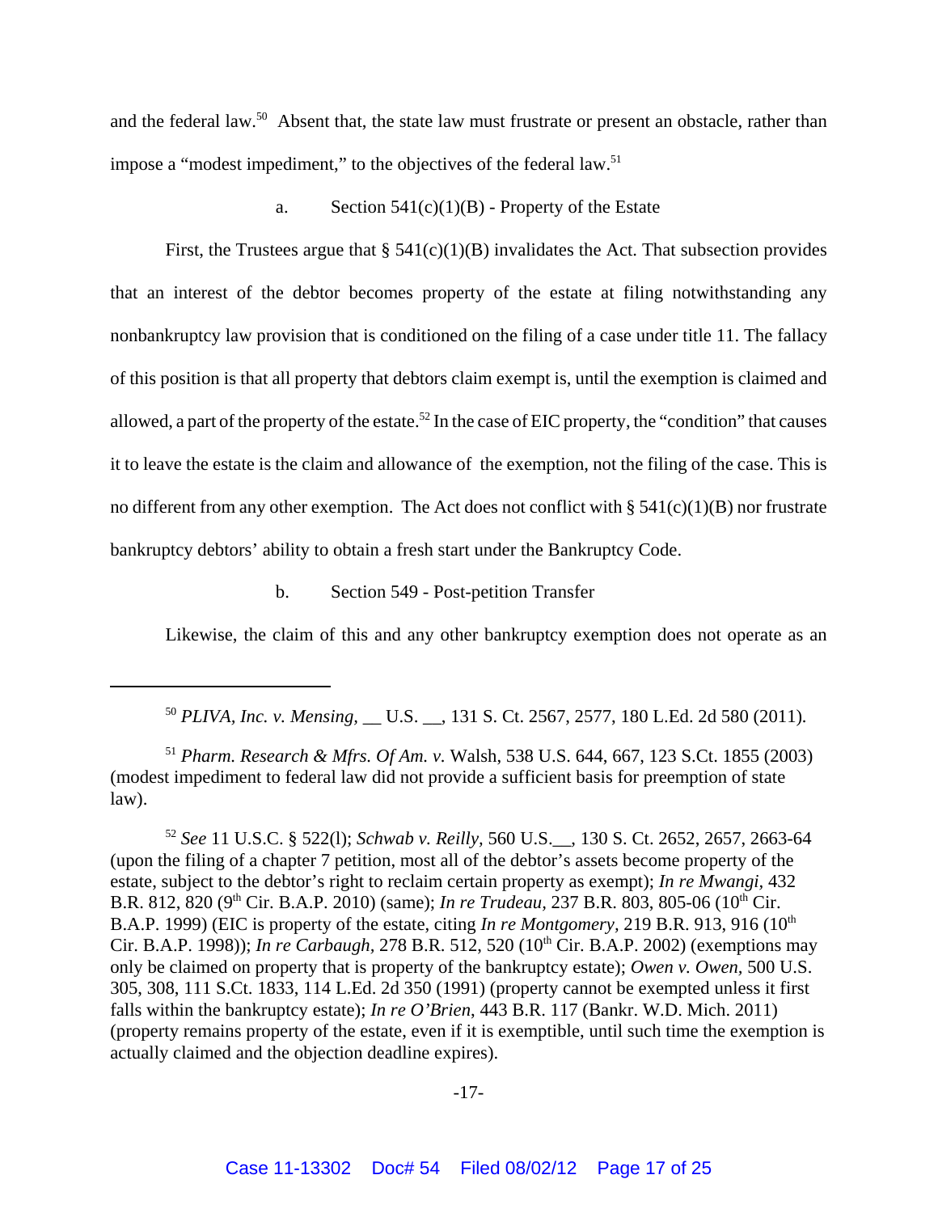and the federal law.[50] Absent that, the state law must frustrate or present an obstacle, rather than impose a "modest impediment," to the objectives of the federal law.[51]

a. Section 541(c)(1)(B) - Property of the Estate

First, the Trustees argue that § 541(c)(1)(B) invalidates the Act. That subsection provides that an interest of the debtor becomes property of the estate at filing notwithstanding any nonbankruptcy law provision that is conditioned on the filing of a case under title 11. The fallacy of this position is that all property that debtors claim exempt is, until the exemption is claimed and allowed, a part of the property of the estate.[52] In the case of EIC property, the "condition" that causes it to leave the estate is the claim and allowance of the exemption, not the filing of the case. This is no different from any other exemption. The Act does not conflict with § 541(c)(1)(B) nor frustrate bankruptcy debtors' ability to obtain a fresh start under the Bankruptcy Code.

b. Section 549 - Post-petition Transfer

Likewise, the claim of this and any other bankruptcy exemption does not operate as an

---

[50] *PLIVA, Inc. v. Mensing,* __ U.S. __, 131 S. Ct. 2567, 2577, 180 L.Ed. 2d 580 (2011).

[51] *Pharm. Research & Mfrs. Of Am. v.* Walsh, 538 U.S. 644, 667, 123 S.Ct. 1855 (2003) (modest impediment to federal law did not provide a sufficient basis for preemption of state law).

[52] *See* 11 U.S.C. § 522(l); *Schwab v. Reilly*, 560 U.S.__, 130 S. Ct. 2652, 2657, 2663-64 (upon the filing of a chapter 7 petition, most all of the debtor's assets become property of the estate, subject to the debtor's right to reclaim certain property as exempt); *In re Mwangi*, 432 B.R. 812, 820 (9th Cir. B.A.P. 2010) (same); *In re Trudeau*, 237 B.R. 803, 805-06 (10th Cir. B.A.P. 1999) (EIC is property of the estate, citing *In re Montgomery*, 219 B.R. 913, 916 (10th Cir. B.A.P. 1998)); *In re Carbaugh*, 278 B.R. 512, 520 (10th Cir. B.A.P. 2002) (exemptions may only be claimed on property that is property of the bankruptcy estate); *Owen v. Owen*, 500 U.S. 305, 308, 111 S.Ct. 1833, 114 L.Ed. 2d 350 (1991) (property cannot be exempted unless it first falls within the bankruptcy estate); *In re O'Brien*, 443 B.R. 117 (Bankr. W.D. Mich. 2011) (property remains property of the estate, even if it is exemptible, until such time the exemption is actually claimed and the objection deadline expires).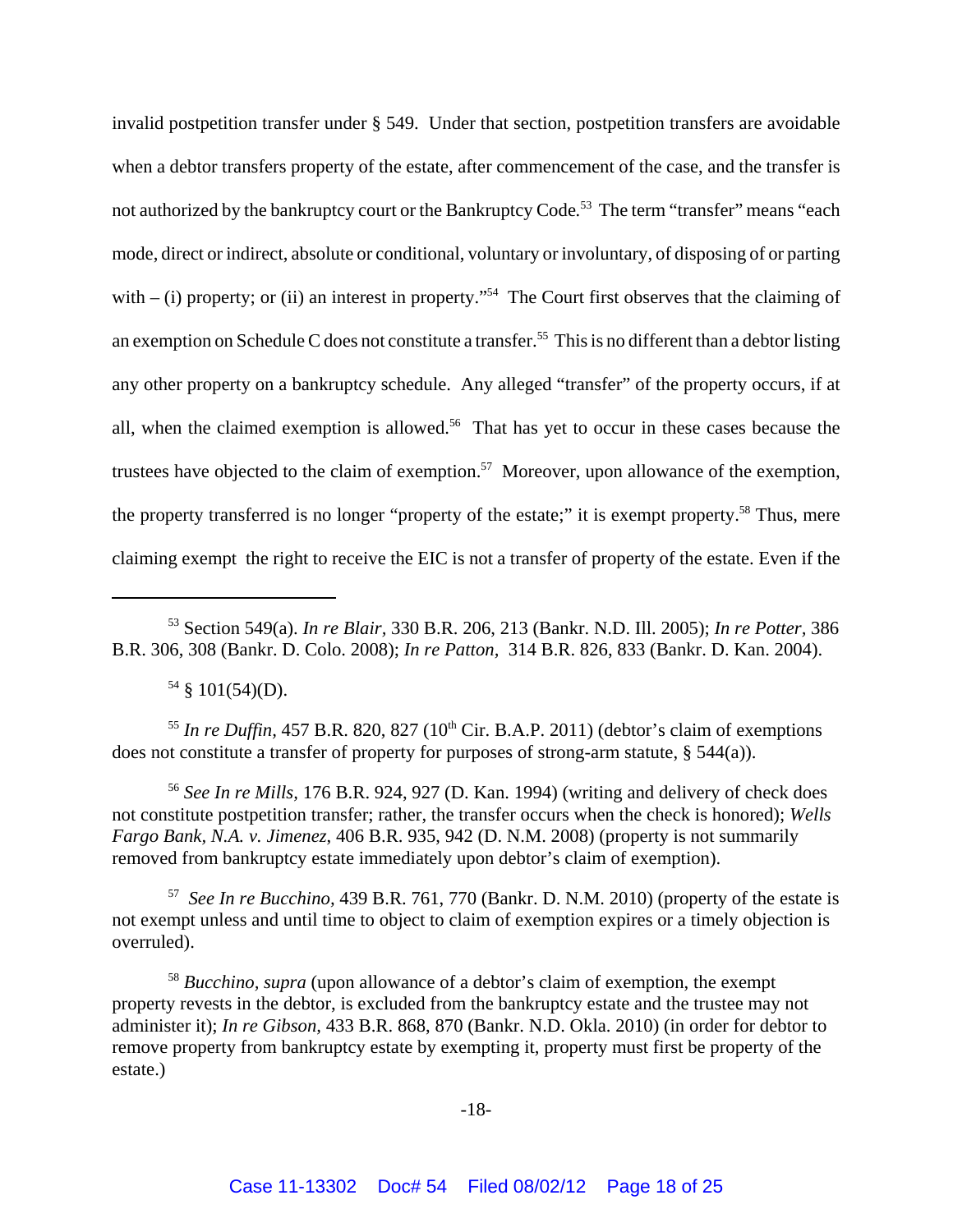invalid postpetition transfer under § 549. Under that section, postpetition transfers are avoidable when a debtor transfers property of the estate, after commencement of the case, and the transfer is not authorized by the bankruptcy court or the Bankruptcy Code.[53] The term "transfer" means "each mode, direct or indirect, absolute or conditional, voluntary or involuntary, of disposing of or parting with – (i) property; or (ii) an interest in property."[54] The Court first observes that the claiming of an exemption on Schedule C does not constitute a transfer.[55] This is no different than a debtor listing any other property on a bankruptcy schedule. Any alleged "transfer" of the property occurs, if at all, when the claimed exemption is allowed.[56] That has yet to occur in these cases because the trustees have objected to the claim of exemption.[57] Moreover, upon allowance of the exemption, the property transferred is no longer "property of the estate;" it is exempt property.[58] Thus, mere claiming exempt the right to receive the EIC is not a transfer of property of the estate. Even if the

---

[53] Section 549(a). *In re Blair*, 330 B.R. 206, 213 (Bankr. N.D. Ill. 2005); *In re Potter*, 386 B.R. 306, 308 (Bankr. D. Colo. 2008); *In re Patton*, 314 B.R. 826, 833 (Bankr. D. Kan. 2004).

[54] § 101(54)(D).

[55] *In re Duffin*, 457 B.R. 820, 827 (10th Cir. B.A.P. 2011) (debtor's claim of exemptions does not constitute a transfer of property for purposes of strong-arm statute, § 544(a)).

[56] *See In re Mills*, 176 B.R. 924, 927 (D. Kan. 1994) (writing and delivery of check does not constitute postpetition transfer; rather, the transfer occurs when the check is honored); *Wells Fargo Bank, N.A. v. Jimenez*, 406 B.R. 935, 942 (D. N.M. 2008) (property is not summarily removed from bankruptcy estate immediately upon debtor's claim of exemption).

[57] *See In re Bucchino*, 439 B.R. 761, 770 (Bankr. D. N.M. 2010) (property of the estate is not exempt unless and until time to object to claim of exemption expires or a timely objection is overruled).

[58] *Bucchino, supra* (upon allowance of a debtor's claim of exemption, the exempt property revests in the debtor, is excluded from the bankruptcy estate and the trustee may not administer it); *In re Gibson*, 433 B.R. 868, 870 (Bankr. N.D. Okla. 2010) (in order for debtor to remove property from bankruptcy estate by exempting it, property must first be property of the estate.)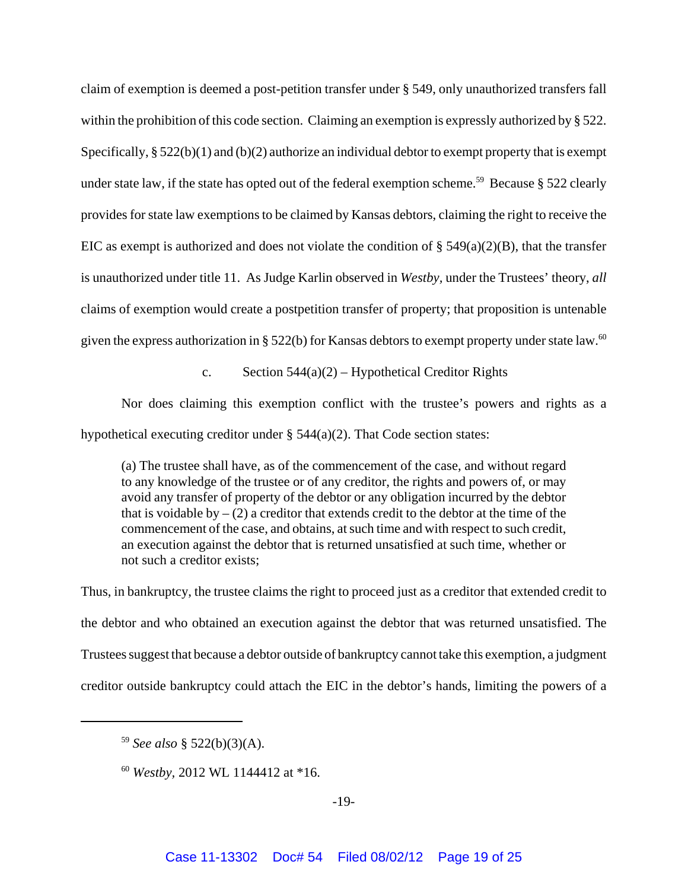claim of exemption is deemed a post-petition transfer under § 549, only unauthorized transfers fall within the prohibition of this code section. Claiming an exemption is expressly authorized by § 522. Specifically, § 522(b)(1) and (b)(2) authorize an individual debtor to exempt property that is exempt under state law, if the state has opted out of the federal exemption scheme.[59] Because § 522 clearly provides for state law exemptions to be claimed by Kansas debtors, claiming the right to receive the EIC as exempt is authorized and does not violate the condition of § 549(a)(2)(B), that the transfer is unauthorized under title 11. As Judge Karlin observed in *Westby*, under the Trustees' theory, *all* claims of exemption would create a postpetition transfer of property; that proposition is untenable given the express authorization in § 522(b) for Kansas debtors to exempt property under state law.[60]

c. Section 544(a)(2) – Hypothetical Creditor Rights

Nor does claiming this exemption conflict with the trustee's powers and rights as a hypothetical executing creditor under § 544(a)(2). That Code section states:

> (a) The trustee shall have, as of the commencement of the case, and without regard to any knowledge of the trustee or of any creditor, the rights and powers of, or may avoid any transfer of property of the debtor or any obligation incurred by the debtor that is voidable by – (2) a creditor that extends credit to the debtor at the time of the commencement of the case, and obtains, at such time and with respect to such credit, an execution against the debtor that is returned unsatisfied at such time, whether or not such a creditor exists;

Thus, in bankruptcy, the trustee claims the right to proceed just as a creditor that extended credit to the debtor and who obtained an execution against the debtor that was returned unsatisfied. The Trustees suggest that because a debtor outside of bankruptcy cannot take this exemption, a judgment creditor outside bankruptcy could attach the EIC in the debtor's hands, limiting the powers of a

---

[59] *See also* § 522(b)(3)(A).

[60] *Westby*, 2012 WL 1144412 at *16.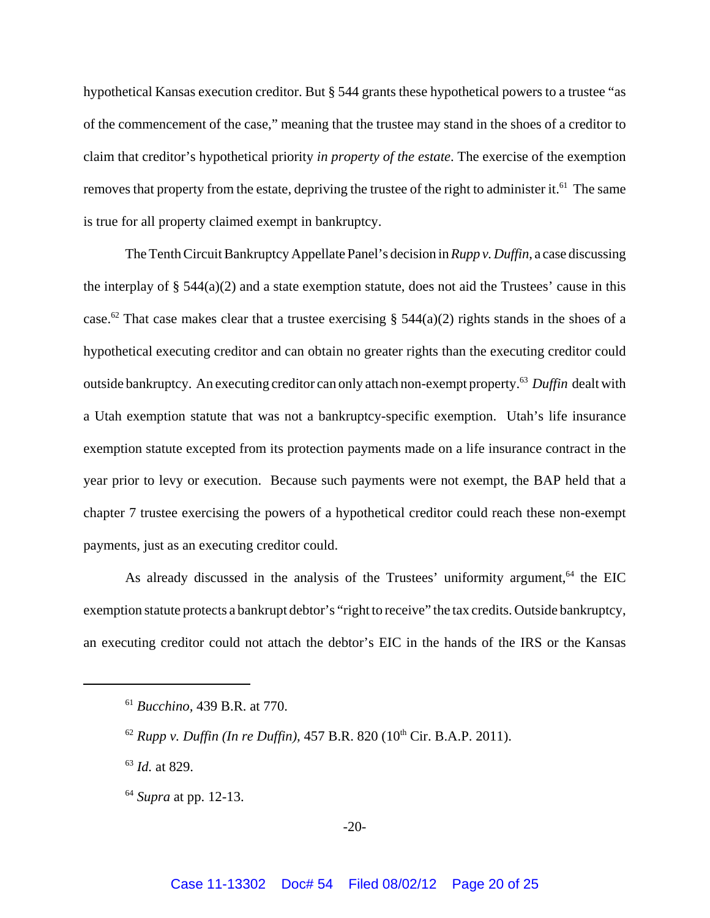hypothetical Kansas execution creditor. But § 544 grants these hypothetical powers to a trustee "as of the commencement of the case," meaning that the trustee may stand in the shoes of a creditor to claim that creditor's hypothetical priority *in property of the estate*. The exercise of the exemption removes that property from the estate, depriving the trustee of the right to administer it.[61] The same is true for all property claimed exempt in bankruptcy.

The Tenth Circuit Bankruptcy Appellate Panel's decision in *Rupp v. Duffin*, a case discussing the interplay of § 544(a)(2) and a state exemption statute, does not aid the Trustees' cause in this case.[62] That case makes clear that a trustee exercising § 544(a)(2) rights stands in the shoes of a hypothetical executing creditor and can obtain no greater rights than the executing creditor could outside bankruptcy. An executing creditor can only attach non-exempt property.[63] *Duffin* dealt with a Utah exemption statute that was not a bankruptcy-specific exemption. Utah's life insurance exemption statute excepted from its protection payments made on a life insurance contract in the year prior to levy or execution. Because such payments were not exempt, the BAP held that a chapter 7 trustee exercising the powers of a hypothetical creditor could reach these non-exempt payments, just as an executing creditor could.

As already discussed in the analysis of the Trustees' uniformity argument,[64] the EIC exemption statute protects a bankrupt debtor's "right to receive" the tax credits. Outside bankruptcy, an executing creditor could not attach the debtor's EIC in the hands of the IRS or the Kansas

---

[61] *Bucchino,* 439 B.R. at 770.

[62] *Rupp v. Duffin (In re Duffin),* 457 B.R. 820 (10th Cir. B.A.P. 2011).

[63] *Id.* at 829.

[64] *Supra* at pp. 12-13.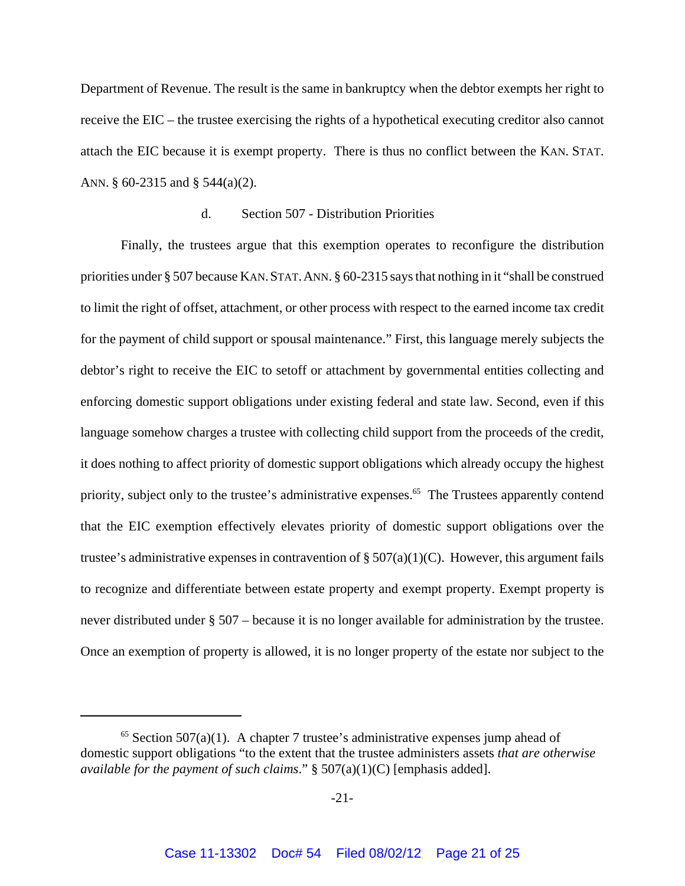Department of Revenue. The result is the same in bankruptcy when the debtor exempts her right to receive the EIC – the trustee exercising the rights of a hypothetical executing creditor also cannot attach the EIC because it is exempt property. There is thus no conflict between the KAN. STAT. ANN. § 60-2315 and § 544(a)(2).

#### d. Section 507 - Distribution Priorities

Finally, the trustees argue that this exemption operates to reconfigure the distribution priorities under § 507 because KAN. STAT. ANN. § 60-2315 says that nothing in it "shall be construed to limit the right of offset, attachment, or other process with respect to the earned income tax credit for the payment of child support or spousal maintenance." First, this language merely subjects the debtor's right to receive the EIC to setoff or attachment by governmental entities collecting and enforcing domestic support obligations under existing federal and state law. Second, even if this language somehow charges a trustee with collecting child support from the proceeds of the credit, it does nothing to affect priority of domestic support obligations which already occupy the highest priority, subject only to the trustee's administrative expenses.[65] The Trustees apparently contend that the EIC exemption effectively elevates priority of domestic support obligations over the trustee's administrative expenses in contravention of § 507(a)(1)(C). However, this argument fails to recognize and differentiate between estate property and exempt property. Exempt property is never distributed under § 507 – because it is no longer available for administration by the trustee. Once an exemption of property is allowed, it is no longer property of the estate nor subject to the

---

[65] Section 507(a)(1). A chapter 7 trustee's administrative expenses jump ahead of domestic support obligations "to the extent that the trustee administers assets *that are otherwise available for the payment of such claims*." § 507(a)(1)(C) [emphasis added].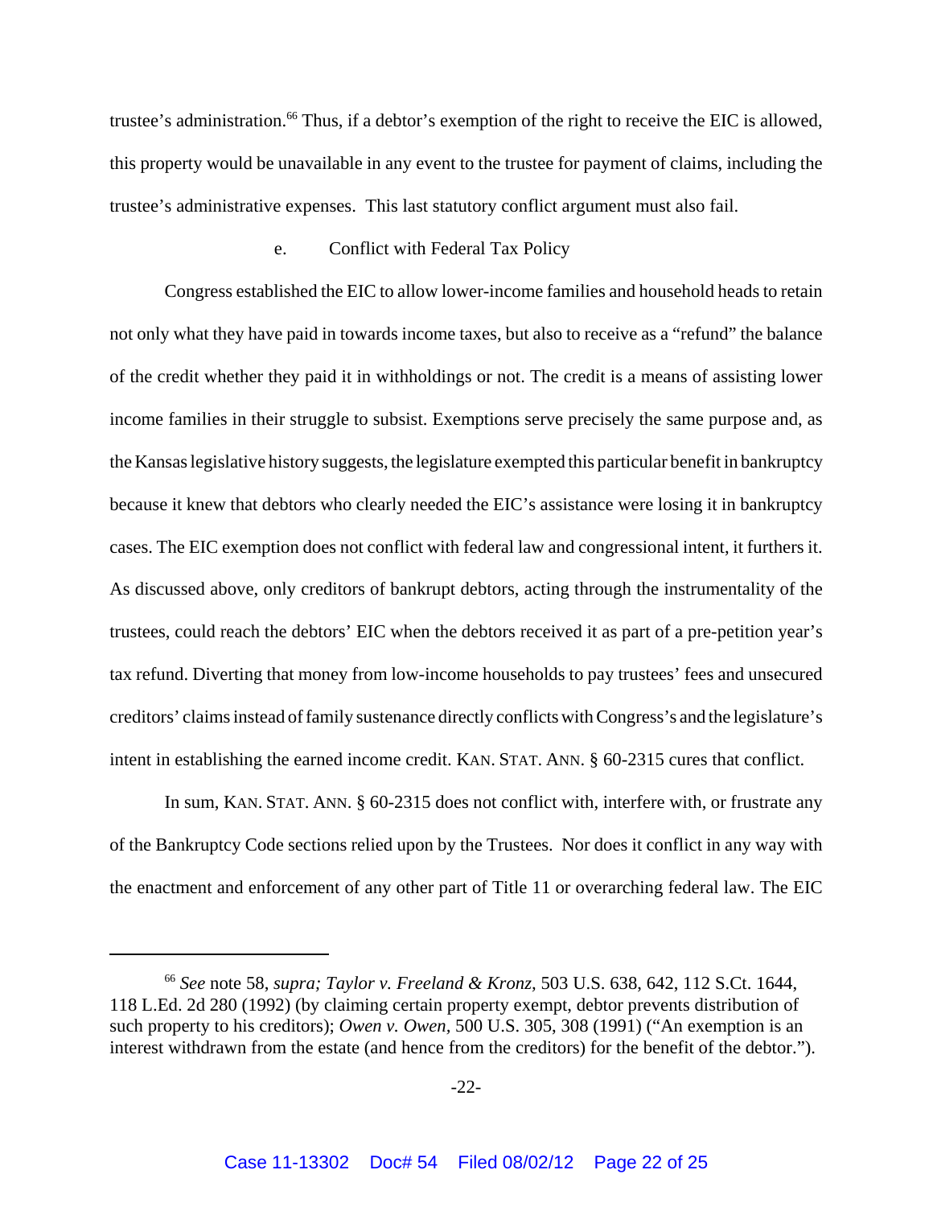trustee's administration.[66] Thus, if a debtor's exemption of the right to receive the EIC is allowed, this property would be unavailable in any event to the trustee for payment of claims, including the trustee's administrative expenses. This last statutory conflict argument must also fail.

e. Conflict with Federal Tax Policy

Congress established the EIC to allow lower-income families and household heads to retain not only what they have paid in towards income taxes, but also to receive as a "refund" the balance of the credit whether they paid it in withholdings or not. The credit is a means of assisting lower income families in their struggle to subsist. Exemptions serve precisely the same purpose and, as the Kansas legislative history suggests, the legislature exempted this particular benefit in bankruptcy because it knew that debtors who clearly needed the EIC's assistance were losing it in bankruptcy cases. The EIC exemption does not conflict with federal law and congressional intent, it furthers it. As discussed above, only creditors of bankrupt debtors, acting through the instrumentality of the trustees, could reach the debtors' EIC when the debtors received it as part of a pre-petition year's tax refund. Diverting that money from low-income households to pay trustees' fees and unsecured creditors' claims instead of family sustenance directly conflicts with Congress's and the legislature's intent in establishing the earned income credit. KAN. STAT. ANN. § 60-2315 cures that conflict.

In sum, KAN. STAT. ANN. § 60-2315 does not conflict with, interfere with, or frustrate any of the Bankruptcy Code sections relied upon by the Trustees. Nor does it conflict in any way with the enactment and enforcement of any other part of Title 11 or overarching federal law. The EIC

---

[66] *See* note 58, *supra; Taylor v. Freeland & Kronz,* 503 U.S. 638, 642, 112 S.Ct. 1644, 118 L.Ed. 2d 280 (1992) (by claiming certain property exempt, debtor prevents distribution of such property to his creditors); *Owen v. Owen,* 500 U.S. 305, 308 (1991) ("An exemption is an interest withdrawn from the estate (and hence from the creditors) for the benefit of the debtor.").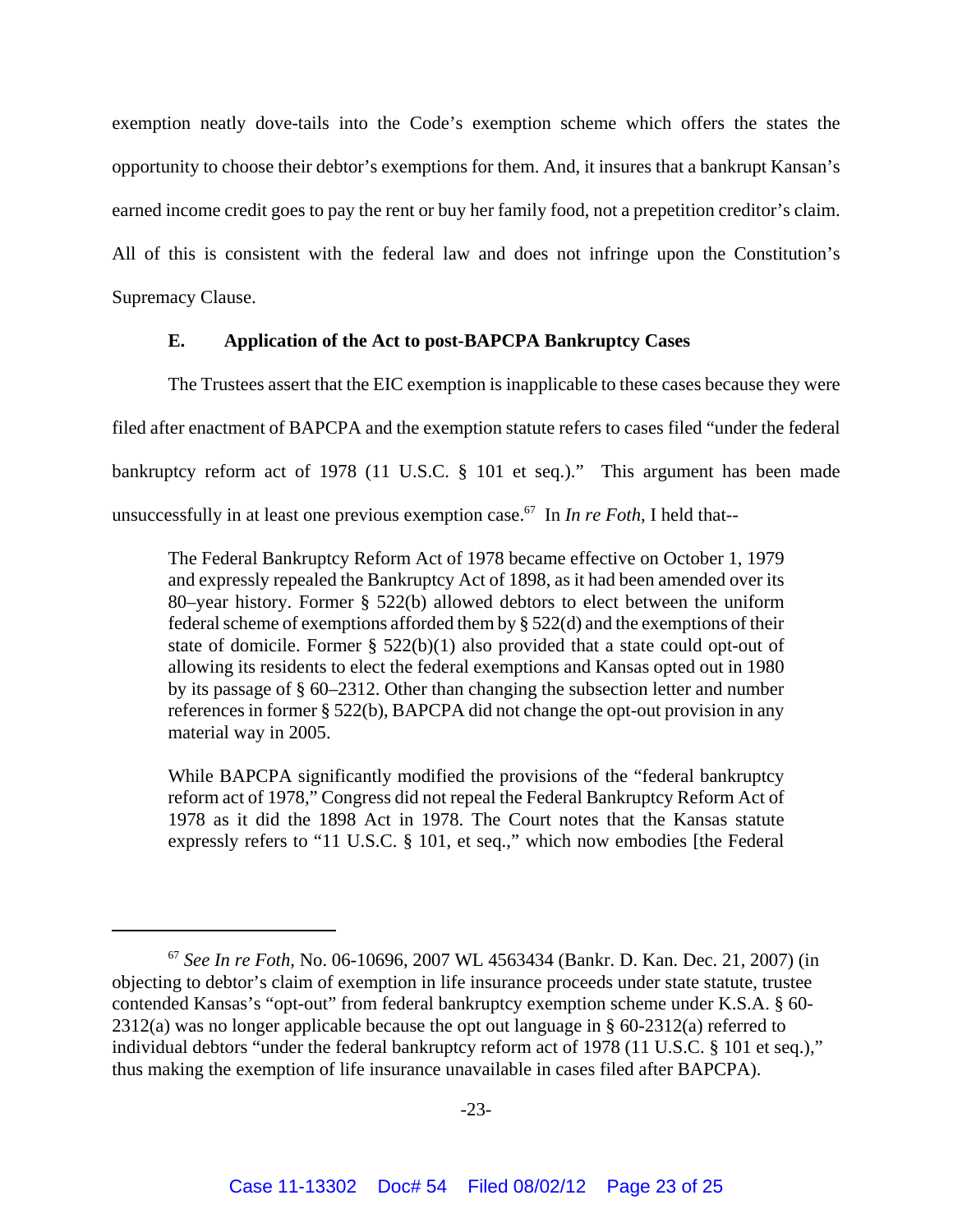exemption neatly dove-tails into the Code's exemption scheme which offers the states the opportunity to choose their debtor's exemptions for them. And, it insures that a bankrupt Kansan's earned income credit goes to pay the rent or buy her family food, not a prepetition creditor's claim. All of this is consistent with the federal law and does not infringe upon the Constitution's Supremacy Clause.

### E. Application of the Act to post-BAPCPA Bankruptcy Cases

The Trustees assert that the EIC exemption is inapplicable to these cases because they were filed after enactment of BAPCPA and the exemption statute refers to cases filed "under the federal bankruptcy reform act of 1978 (11 U.S.C. § 101 et seq.)." This argument has been made unsuccessfully in at least one previous exemption case.[67] In *In re Foth*, I held that--

> The Federal Bankruptcy Reform Act of 1978 became effective on October 1, 1979 and expressly repealed the Bankruptcy Act of 1898, as it had been amended over its 80–year history. Former § 522(b) allowed debtors to elect between the uniform federal scheme of exemptions afforded them by § 522(d) and the exemptions of their state of domicile. Former § 522(b)(1) also provided that a state could opt-out of allowing its residents to elect the federal exemptions and Kansas opted out in 1980 by its passage of § 60–2312. Other than changing the subsection letter and number references in former § 522(b), BAPCPA did not change the opt-out provision in any material way in 2005.
>
> While BAPCPA significantly modified the provisions of the "federal bankruptcy reform act of 1978," Congress did not repeal the Federal Bankruptcy Reform Act of 1978 as it did the 1898 Act in 1978. The Court notes that the Kansas statute expressly refers to "11 U.S.C. § 101, et seq.," which now embodies [the Federal

---

[67] *See In re Foth*, No. 06-10696, 2007 WL 4563434 (Bankr. D. Kan. Dec. 21, 2007) (in objecting to debtor's claim of exemption in life insurance proceeds under state statute, trustee contended Kansas's "opt-out" from federal bankruptcy exemption scheme under K.S.A. § 60-2312(a) was no longer applicable because the opt out language in § 60-2312(a) referred to individual debtors "under the federal bankruptcy reform act of 1978 (11 U.S.C. § 101 et seq.)," thus making the exemption of life insurance unavailable in cases filed after BAPCPA).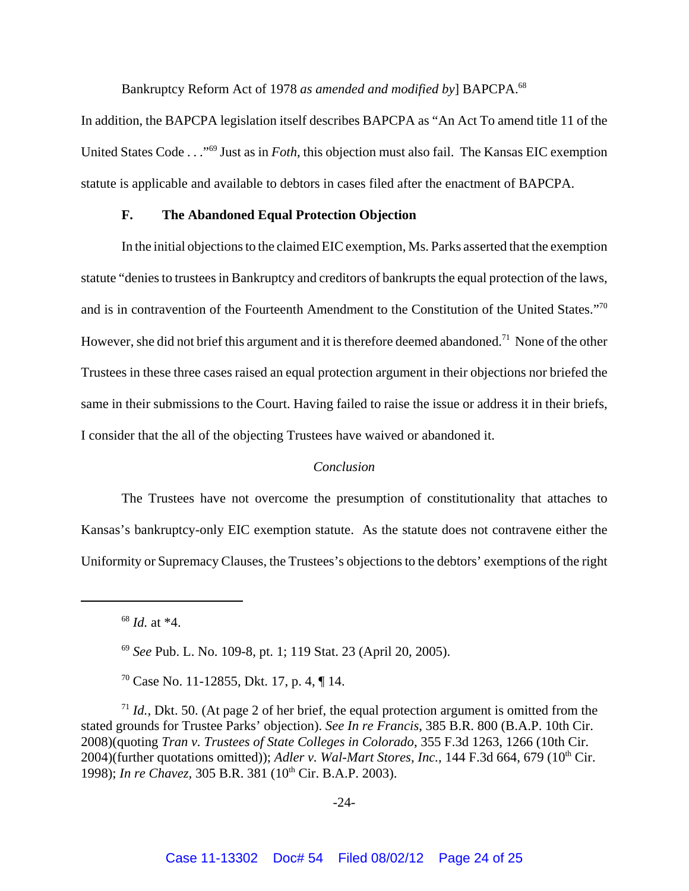Bankruptcy Reform Act of 1978 *as amended and modified by*] BAPCPA.[68]

In addition, the BAPCPA legislation itself describes BAPCPA as "An Act To amend title 11 of the United States Code . . ."[69] Just as in *Foth*, this objection must also fail. The Kansas EIC exemption statute is applicable and available to debtors in cases filed after the enactment of BAPCPA.

### F. The Abandoned Equal Protection Objection

In the initial objections to the claimed EIC exemption, Ms. Parks asserted that the exemption statute "denies to trustees in Bankruptcy and creditors of bankrupts the equal protection of the laws, and is in contravention of the Fourteenth Amendment to the Constitution of the United States."[70] However, she did not brief this argument and it is therefore deemed abandoned.[71] None of the other Trustees in these three cases raised an equal protection argument in their objections nor briefed the same in their submissions to the Court. Having failed to raise the issue or address it in their briefs, I consider that the all of the objecting Trustees have waived or abandoned it.

*Conclusion*

The Trustees have not overcome the presumption of constitutionality that attaches to Kansas's bankruptcy-only EIC exemption statute. As the statute does not contravene either the Uniformity or Supremacy Clauses, the Trustees's objections to the debtors' exemptions of the right

---

[68] *Id.* at *4.

[69] *See* Pub. L. No. 109-8, pt. 1; 119 Stat. 23 (April 20, 2005).

[70] Case No. 11-12855, Dkt. 17, p. 4, ¶ 14.

[71] *Id.*, Dkt. 50. (At page 2 of her brief, the equal protection argument is omitted from the stated grounds for Trustee Parks' objection). *See In re Francis*, 385 B.R. 800 (B.A.P. 10th Cir. 2008)(quoting *Tran v. Trustees of State Colleges in Colorado*, 355 F.3d 1263, 1266 (10th Cir. 2004)(further quotations omitted)); *Adler v. Wal-Mart Stores, Inc.*, 144 F.3d 664, 679 (10th Cir. 1998); *In re Chavez*, 305 B.R. 381 (10th Cir. B.A.P. 2003).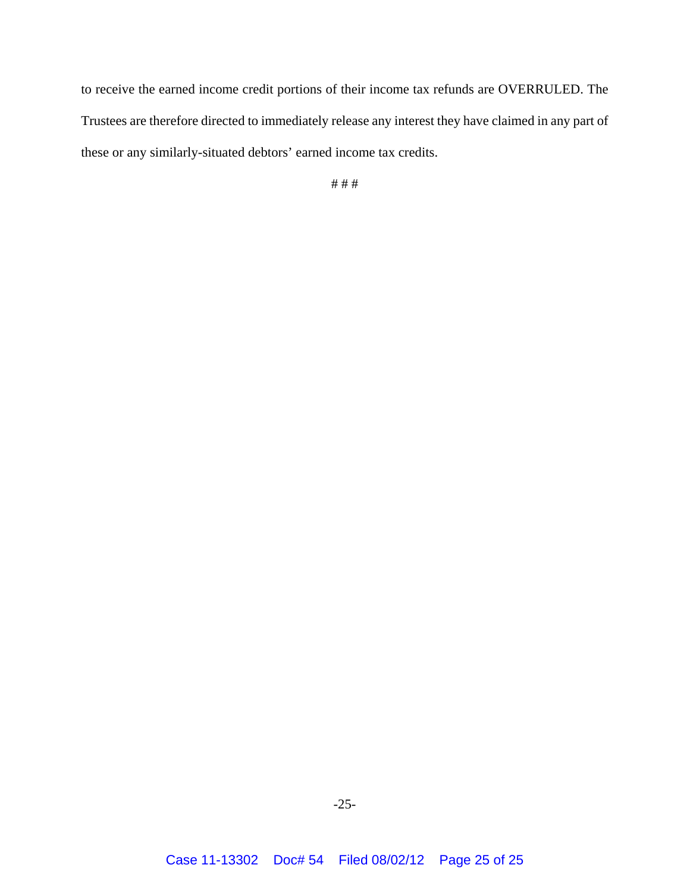to receive the earned income credit portions of their income tax refunds are OVERRULED. The Trustees are therefore directed to immediately release any interest they have claimed in any part of these or any similarly-situated debtors' earned income tax credits.

# # #